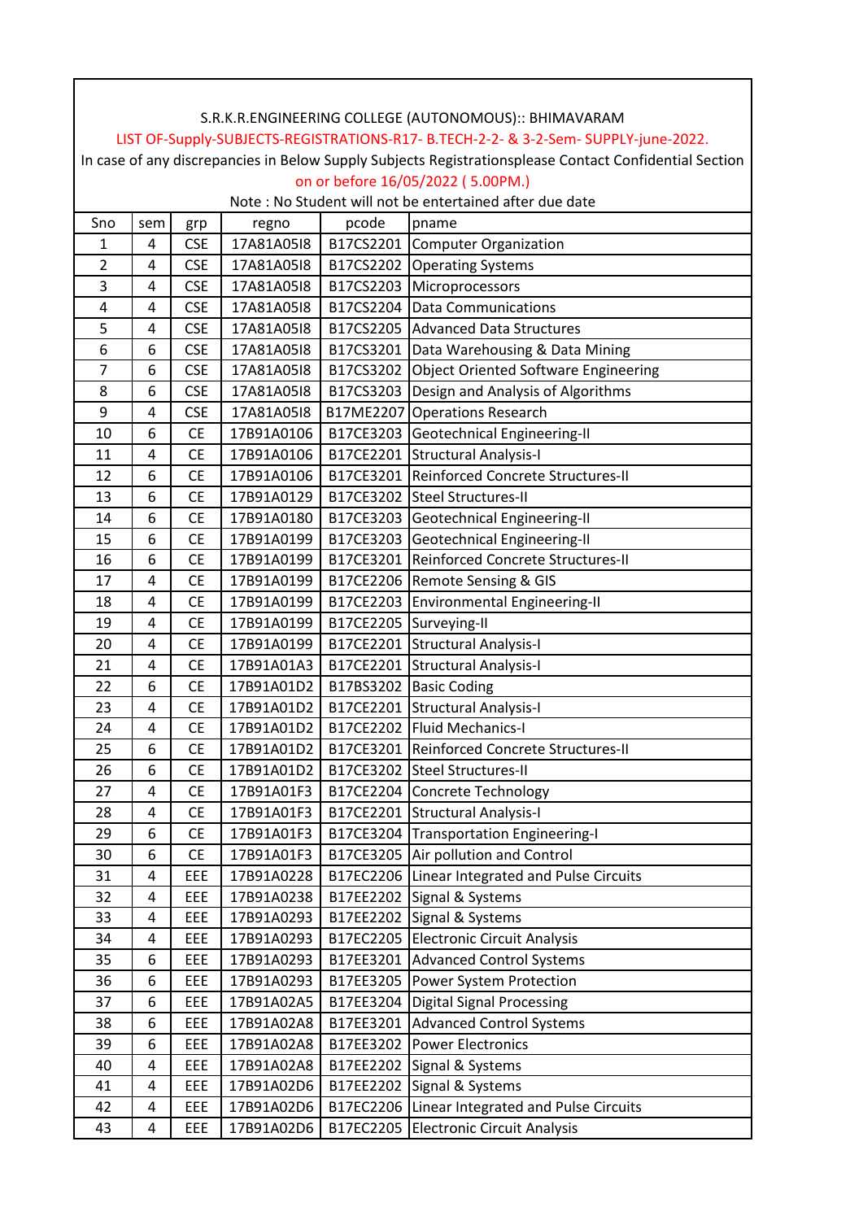S.R.K.R.ENGINEERING COLLEGE (AUTONOMOUS):: BHIMAVARAM

LIST OF-Supply-SUBJECTS-REGISTRATIONS-R17- B.TECH-2-2- & 3-2-Sem- SUPPLY-june-2022.

In case of any discrepancies in Below Supply Subjects Registrationsplease Contact Confidential Section on or before 16/05/2022 ( 5.00PM.)

Note : No Student will not be entertained after due date

| Sno | sem | grp | regno | pcode | pname |
|---|---|---|---|---|---|
| 1 | 4 | CSE | 17A81A05I8 | B17CS2201 | Computer Organization |
| 2 | 4 | CSE | 17A81A05I8 | B17CS2202 | Operating Systems |
| 3 | 4 | CSE | 17A81A05I8 | B17CS2203 | Microprocessors |
| 4 | 4 | CSE | 17A81A05I8 | B17CS2204 | Data Communications |
| 5 | 4 | CSE | 17A81A05I8 | B17CS2205 | Advanced Data Structures |
| 6 | 6 | CSE | 17A81A05I8 | B17CS3201 | Data Warehousing & Data Mining |
| 7 | 6 | CSE | 17A81A05I8 | B17CS3202 | Object Oriented Software Engineering |
| 8 | 6 | CSE | 17A81A05I8 | B17CS3203 | Design and Analysis of Algorithms |
| 9 | 4 | CSE | 17A81A05I8 | B17ME2207 | Operations Research |
| 10 | 6 | CE | 17B91A0106 | B17CE3203 | Geotechnical Engineering-II |
| 11 | 4 | CE | 17B91A0106 | B17CE2201 | Structural Analysis-I |
| 12 | 6 | CE | 17B91A0106 | B17CE3201 | Reinforced Concrete Structures-II |
| 13 | 6 | CE | 17B91A0129 | B17CE3202 | Steel Structures-II |
| 14 | 6 | CE | 17B91A0180 | B17CE3203 | Geotechnical Engineering-II |
| 15 | 6 | CE | 17B91A0199 | B17CE3203 | Geotechnical Engineering-II |
| 16 | 6 | CE | 17B91A0199 | B17CE3201 | Reinforced Concrete Structures-II |
| 17 | 4 | CE | 17B91A0199 | B17CE2206 | Remote Sensing & GIS |
| 18 | 4 | CE | 17B91A0199 | B17CE2203 | Environmental Engineering-II |
| 19 | 4 | CE | 17B91A0199 | B17CE2205 | Surveying-II |
| 20 | 4 | CE | 17B91A0199 | B17CE2201 | Structural Analysis-I |
| 21 | 4 | CE | 17B91A01A3 | B17CE2201 | Structural Analysis-I |
| 22 | 6 | CE | 17B91A01D2 | B17BS3202 | Basic Coding |
| 23 | 4 | CE | 17B91A01D2 | B17CE2201 | Structural Analysis-I |
| 24 | 4 | CE | 17B91A01D2 | B17CE2202 | Fluid Mechanics-I |
| 25 | 6 | CE | 17B91A01D2 | B17CE3201 | Reinforced Concrete Structures-II |
| 26 | 6 | CE | 17B91A01D2 | B17CE3202 | Steel Structures-II |
| 27 | 4 | CE | 17B91A01F3 | B17CE2204 | Concrete Technology |
| 28 | 4 | CE | 17B91A01F3 | B17CE2201 | Structural Analysis-I |
| 29 | 6 | CE | 17B91A01F3 | B17CE3204 | Transportation Engineering-I |
| 30 | 6 | CE | 17B91A01F3 | B17CE3205 | Air pollution and Control |
| 31 | 4 | EEE | 17B91A0228 | B17EC2206 | Linear Integrated and Pulse Circuits |
| 32 | 4 | EEE | 17B91A0238 | B17EE2202 | Signal & Systems |
| 33 | 4 | EEE | 17B91A0293 | B17EE2202 | Signal & Systems |
| 34 | 4 | EEE | 17B91A0293 | B17EC2205 | Electronic Circuit Analysis |
| 35 | 6 | EEE | 17B91A0293 | B17EE3201 | Advanced Control Systems |
| 36 | 6 | EEE | 17B91A0293 | B17EE3205 | Power System Protection |
| 37 | 6 | EEE | 17B91A02A5 | B17EE3204 | Digital Signal Processing |
| 38 | 6 | EEE | 17B91A02A8 | B17EE3201 | Advanced Control Systems |
| 39 | 6 | EEE | 17B91A02A8 | B17EE3202 | Power Electronics |
| 40 | 4 | EEE | 17B91A02A8 | B17EE2202 | Signal & Systems |
| 41 | 4 | EEE | 17B91A02D6 | B17EE2202 | Signal & Systems |
| 42 | 4 | EEE | 17B91A02D6 | B17EC2206 | Linear Integrated and Pulse Circuits |
| 43 | 4 | EEE | 17B91A02D6 | B17EC2205 | Electronic Circuit Analysis |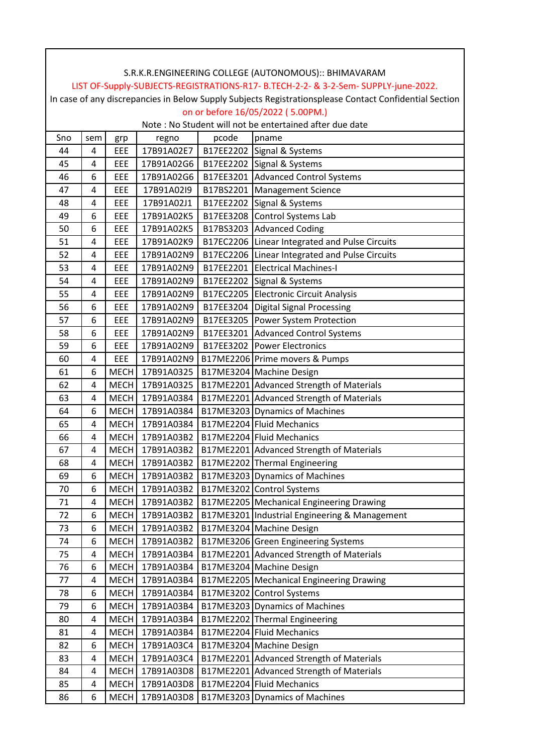S.R.K.R.ENGINEERING COLLEGE (AUTONOMOUS):: BHIMAVARAM

LIST OF-Supply-SUBJECTS-REGISTRATIONS-R17- B.TECH-2-2- & 3-2-Sem- SUPPLY-june-2022.

In case of any discrepancies in Below Supply Subjects Registrationsplease Contact Confidential Section on or before 16/05/2022 ( 5.00PM.)

Note : No Student will not be entertained after due date

| Sno | sem | grp | regno | pcode | pname |
|---|---|---|---|---|---|
| 44 | 4 | EEE | 17B91A02E7 | B17EE2202 | Signal & Systems |
| 45 | 4 | EEE | 17B91A02G6 | B17EE2202 | Signal & Systems |
| 46 | 6 | EEE | 17B91A02G6 | B17EE3201 | Advanced Control Systems |
| 47 | 4 | EEE | 17B91A02I9 | B17BS2201 | Management Science |
| 48 | 4 | EEE | 17B91A02J1 | B17EE2202 | Signal & Systems |
| 49 | 6 | EEE | 17B91A02K5 | B17EE3208 | Control Systems Lab |
| 50 | 6 | EEE | 17B91A02K5 | B17BS3203 | Advanced Coding |
| 51 | 4 | EEE | 17B91A02K9 | B17EC2206 | Linear Integrated and Pulse Circuits |
| 52 | 4 | EEE | 17B91A02N9 | B17EC2206 | Linear Integrated and Pulse Circuits |
| 53 | 4 | EEE | 17B91A02N9 | B17EE2201 | Electrical Machines-I |
| 54 | 4 | EEE | 17B91A02N9 | B17EE2202 | Signal & Systems |
| 55 | 4 | EEE | 17B91A02N9 | B17EC2205 | Electronic Circuit Analysis |
| 56 | 6 | EEE | 17B91A02N9 | B17EE3204 | Digital Signal Processing |
| 57 | 6 | EEE | 17B91A02N9 | B17EE3205 | Power System Protection |
| 58 | 6 | EEE | 17B91A02N9 | B17EE3201 | Advanced Control Systems |
| 59 | 6 | EEE | 17B91A02N9 | B17EE3202 | Power Electronics |
| 60 | 4 | EEE | 17B91A02N9 | B17ME2206 | Prime movers & Pumps |
| 61 | 6 | MECH | 17B91A0325 | B17ME3204 | Machine Design |
| 62 | 4 | MECH | 17B91A0325 | B17ME2201 | Advanced Strength of Materials |
| 63 | 4 | MECH | 17B91A0384 | B17ME2201 | Advanced Strength of Materials |
| 64 | 6 | MECH | 17B91A0384 | B17ME3203 | Dynamics of Machines |
| 65 | 4 | MECH | 17B91A0384 | B17ME2204 | Fluid Mechanics |
| 66 | 4 | MECH | 17B91A03B2 | B17ME2204 | Fluid Mechanics |
| 67 | 4 | MECH | 17B91A03B2 | B17ME2201 | Advanced Strength of Materials |
| 68 | 4 | MECH | 17B91A03B2 | B17ME2202 | Thermal Engineering |
| 69 | 6 | MECH | 17B91A03B2 | B17ME3203 | Dynamics of Machines |
| 70 | 6 | MECH | 17B91A03B2 | B17ME3202 | Control Systems |
| 71 | 4 | MECH | 17B91A03B2 | B17ME2205 | Mechanical Engineering Drawing |
| 72 | 6 | MECH | 17B91A03B2 | B17ME3201 | Industrial Engineering & Management |
| 73 | 6 | MECH | 17B91A03B2 | B17ME3204 | Machine Design |
| 74 | 6 | MECH | 17B91A03B2 | B17ME3206 | Green Engineering Systems |
| 75 | 4 | MECH | 17B91A03B4 | B17ME2201 | Advanced Strength of Materials |
| 76 | 6 | MECH | 17B91A03B4 | B17ME3204 | Machine Design |
| 77 | 4 | MECH | 17B91A03B4 | B17ME2205 | Mechanical Engineering Drawing |
| 78 | 6 | MECH | 17B91A03B4 | B17ME3202 | Control Systems |
| 79 | 6 | MECH | 17B91A03B4 | B17ME3203 | Dynamics of Machines |
| 80 | 4 | MECH | 17B91A03B4 | B17ME2202 | Thermal Engineering |
| 81 | 4 | MECH | 17B91A03B4 | B17ME2204 | Fluid Mechanics |
| 82 | 6 | MECH | 17B91A03C4 | B17ME3204 | Machine Design |
| 83 | 4 | MECH | 17B91A03C4 | B17ME2201 | Advanced Strength of Materials |
| 84 | 4 | MECH | 17B91A03D8 | B17ME2201 | Advanced Strength of Materials |
| 85 | 4 | MECH | 17B91A03D8 | B17ME2204 | Fluid Mechanics |
| 86 | 6 | MECH | 17B91A03D8 | B17ME3203 | Dynamics of Machines |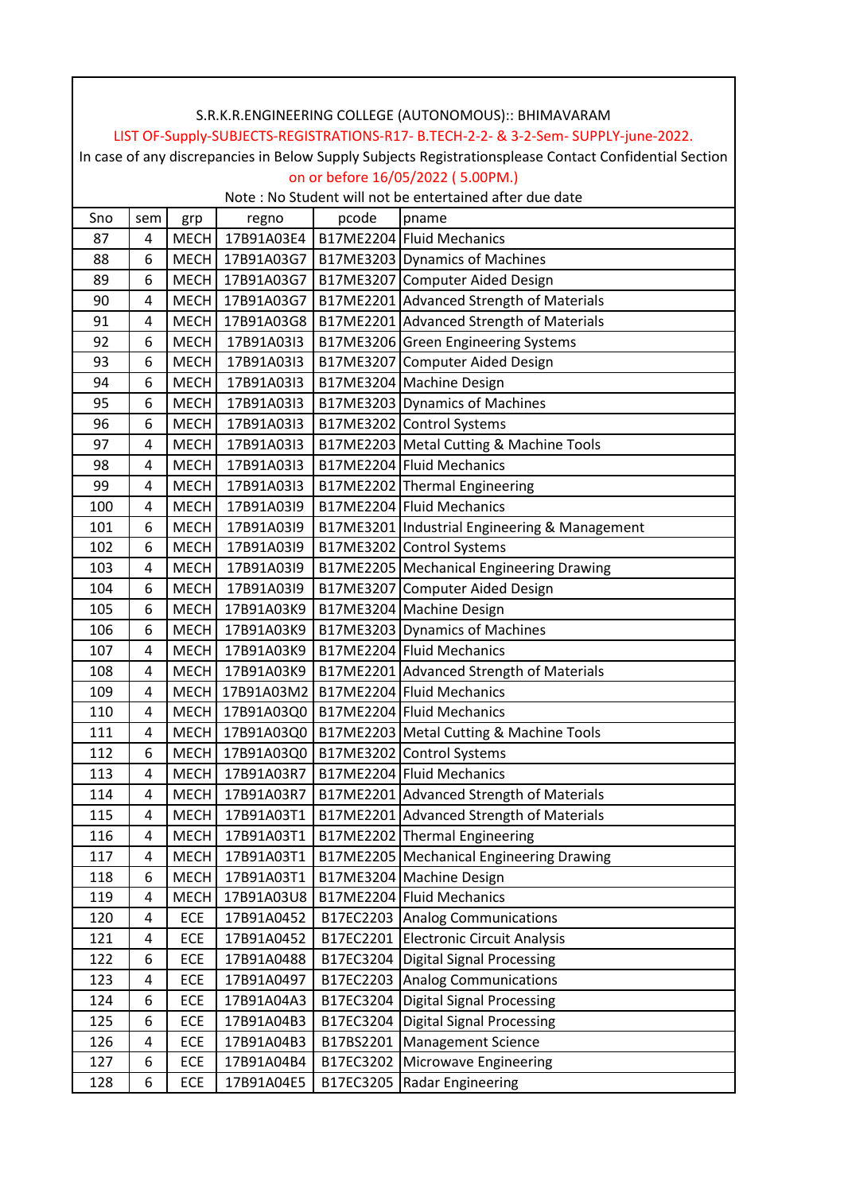S.R.K.R.ENGINEERING COLLEGE (AUTONOMOUS):: BHIMAVARAM

LIST OF-Supply-SUBJECTS-REGISTRATIONS-R17- B.TECH-2-2- & 3-2-Sem- SUPPLY-june-2022.

In case of any discrepancies in Below Supply Subjects Registrationsplease Contact Confidential Section on or before 16/05/2022 ( 5.00PM.)

Note : No Student will not be entertained after due date

| Sno | sem | grp | regno | pcode | pname |
|---|---|---|---|---|---|
| 87 | 4 | MECH | 17B91A03E4 | B17ME2204 | Fluid Mechanics |
| 88 | 6 | MECH | 17B91A03G7 | B17ME3203 | Dynamics of Machines |
| 89 | 6 | MECH | 17B91A03G7 | B17ME3207 | Computer Aided Design |
| 90 | 4 | MECH | 17B91A03G7 | B17ME2201 | Advanced Strength of Materials |
| 91 | 4 | MECH | 17B91A03G8 | B17ME2201 | Advanced Strength of Materials |
| 92 | 6 | MECH | 17B91A03I3 | B17ME3206 | Green Engineering Systems |
| 93 | 6 | MECH | 17B91A03I3 | B17ME3207 | Computer Aided Design |
| 94 | 6 | MECH | 17B91A03I3 | B17ME3204 | Machine Design |
| 95 | 6 | MECH | 17B91A03I3 | B17ME3203 | Dynamics of Machines |
| 96 | 6 | MECH | 17B91A03I3 | B17ME3202 | Control Systems |
| 97 | 4 | MECH | 17B91A03I3 | B17ME2203 | Metal Cutting & Machine Tools |
| 98 | 4 | MECH | 17B91A03I3 | B17ME2204 | Fluid Mechanics |
| 99 | 4 | MECH | 17B91A03I3 | B17ME2202 | Thermal Engineering |
| 100 | 4 | MECH | 17B91A03I9 | B17ME2204 | Fluid Mechanics |
| 101 | 6 | MECH | 17B91A03I9 | B17ME3201 | Industrial Engineering & Management |
| 102 | 6 | MECH | 17B91A03I9 | B17ME3202 | Control Systems |
| 103 | 4 | MECH | 17B91A03I9 | B17ME2205 | Mechanical Engineering Drawing |
| 104 | 6 | MECH | 17B91A03I9 | B17ME3207 | Computer Aided Design |
| 105 | 6 | MECH | 17B91A03K9 | B17ME3204 | Machine Design |
| 106 | 6 | MECH | 17B91A03K9 | B17ME3203 | Dynamics of Machines |
| 107 | 4 | MECH | 17B91A03K9 | B17ME2204 | Fluid Mechanics |
| 108 | 4 | MECH | 17B91A03K9 | B17ME2201 | Advanced Strength of Materials |
| 109 | 4 | MECH | 17B91A03M2 | B17ME2204 | Fluid Mechanics |
| 110 | 4 | MECH | 17B91A03Q0 | B17ME2204 | Fluid Mechanics |
| 111 | 4 | MECH | 17B91A03Q0 | B17ME2203 | Metal Cutting & Machine Tools |
| 112 | 6 | MECH | 17B91A03Q0 | B17ME3202 | Control Systems |
| 113 | 4 | MECH | 17B91A03R7 | B17ME2204 | Fluid Mechanics |
| 114 | 4 | MECH | 17B91A03R7 | B17ME2201 | Advanced Strength of Materials |
| 115 | 4 | MECH | 17B91A03T1 | B17ME2201 | Advanced Strength of Materials |
| 116 | 4 | MECH | 17B91A03T1 | B17ME2202 | Thermal Engineering |
| 117 | 4 | MECH | 17B91A03T1 | B17ME2205 | Mechanical Engineering Drawing |
| 118 | 6 | MECH | 17B91A03T1 | B17ME3204 | Machine Design |
| 119 | 4 | MECH | 17B91A03U8 | B17ME2204 | Fluid Mechanics |
| 120 | 4 | ECE | 17B91A0452 | B17EC2203 | Analog Communications |
| 121 | 4 | ECE | 17B91A0452 | B17EC2201 | Electronic Circuit Analysis |
| 122 | 6 | ECE | 17B91A0488 | B17EC3204 | Digital Signal Processing |
| 123 | 4 | ECE | 17B91A0497 | B17EC2203 | Analog Communications |
| 124 | 6 | ECE | 17B91A04A3 | B17EC3204 | Digital Signal Processing |
| 125 | 6 | ECE | 17B91A04B3 | B17EC3204 | Digital Signal Processing |
| 126 | 4 | ECE | 17B91A04B3 | B17BS2201 | Management Science |
| 127 | 6 | ECE | 17B91A04B4 | B17EC3202 | Microwave Engineering |
| 128 | 6 | ECE | 17B91A04E5 | B17EC3205 | Radar Engineering |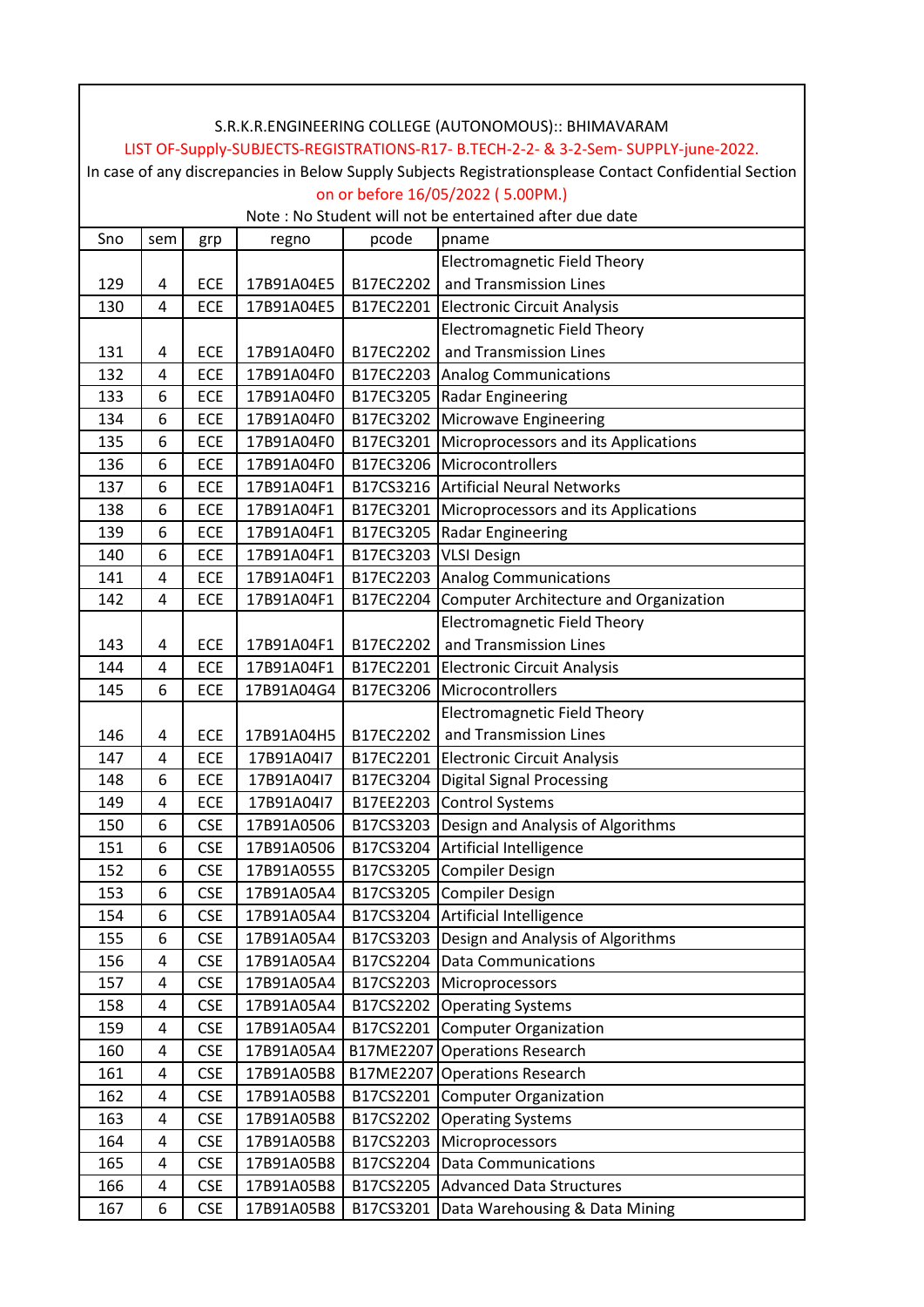S.R.K.R.ENGINEERING COLLEGE (AUTONOMOUS):: BHIMAVARAM

LIST OF-Supply-SUBJECTS-REGISTRATIONS-R17- B.TECH-2-2- & 3-2-Sem- SUPPLY-june-2022.

In case of any discrepancies in Below Supply Subjects Registrationsplease Contact Confidential Section on or before 16/05/2022 ( 5.00PM.)

Note : No Student will not be entertained after due date

| Sno | sem | grp | regno | pcode | pname |
|---|---|---|---|---|---|
| 129 | 4 | ECE | 17B91A04E5 | B17EC2202 | Electromagnetic Field Theory and Transmission Lines |
| 130 | 4 | ECE | 17B91A04E5 | B17EC2201 | Electronic Circuit Analysis |
| 131 | 4 | ECE | 17B91A04F0 | B17EC2202 | Electromagnetic Field Theory and Transmission Lines |
| 132 | 4 | ECE | 17B91A04F0 | B17EC2203 | Analog Communications |
| 133 | 6 | ECE | 17B91A04F0 | B17EC3205 | Radar Engineering |
| 134 | 6 | ECE | 17B91A04F0 | B17EC3202 | Microwave Engineering |
| 135 | 6 | ECE | 17B91A04F0 | B17EC3201 | Microprocessors and its Applications |
| 136 | 6 | ECE | 17B91A04F0 | B17EC3206 | Microcontrollers |
| 137 | 6 | ECE | 17B91A04F1 | B17CS3216 | Artificial Neural Networks |
| 138 | 6 | ECE | 17B91A04F1 | B17EC3201 | Microprocessors and its Applications |
| 139 | 6 | ECE | 17B91A04F1 | B17EC3205 | Radar Engineering |
| 140 | 6 | ECE | 17B91A04F1 | B17EC3203 | VLSI Design |
| 141 | 4 | ECE | 17B91A04F1 | B17EC2203 | Analog Communications |
| 142 | 4 | ECE | 17B91A04F1 | B17EC2204 | Computer Architecture and Organization |
| 143 | 4 | ECE | 17B91A04F1 | B17EC2202 | Electromagnetic Field Theory and Transmission Lines |
| 144 | 4 | ECE | 17B91A04F1 | B17EC2201 | Electronic Circuit Analysis |
| 145 | 6 | ECE | 17B91A04G4 | B17EC3206 | Microcontrollers |
| 146 | 4 | ECE | 17B91A04H5 | B17EC2202 | Electromagnetic Field Theory and Transmission Lines |
| 147 | 4 | ECE | 17B91A04I7 | B17EC2201 | Electronic Circuit Analysis |
| 148 | 6 | ECE | 17B91A04I7 | B17EC3204 | Digital Signal Processing |
| 149 | 4 | ECE | 17B91A04I7 | B17EE2203 | Control Systems |
| 150 | 6 | CSE | 17B91A0506 | B17CS3203 | Design and Analysis of Algorithms |
| 151 | 6 | CSE | 17B91A0506 | B17CS3204 | Artificial Intelligence |
| 152 | 6 | CSE | 17B91A0555 | B17CS3205 | Compiler Design |
| 153 | 6 | CSE | 17B91A05A4 | B17CS3205 | Compiler Design |
| 154 | 6 | CSE | 17B91A05A4 | B17CS3204 | Artificial Intelligence |
| 155 | 6 | CSE | 17B91A05A4 | B17CS3203 | Design and Analysis of Algorithms |
| 156 | 4 | CSE | 17B91A05A4 | B17CS2204 | Data Communications |
| 157 | 4 | CSE | 17B91A05A4 | B17CS2203 | Microprocessors |
| 158 | 4 | CSE | 17B91A05A4 | B17CS2202 | Operating Systems |
| 159 | 4 | CSE | 17B91A05A4 | B17CS2201 | Computer Organization |
| 160 | 4 | CSE | 17B91A05A4 | B17ME2207 | Operations Research |
| 161 | 4 | CSE | 17B91A05B8 | B17ME2207 | Operations Research |
| 162 | 4 | CSE | 17B91A05B8 | B17CS2201 | Computer Organization |
| 163 | 4 | CSE | 17B91A05B8 | B17CS2202 | Operating Systems |
| 164 | 4 | CSE | 17B91A05B8 | B17CS2203 | Microprocessors |
| 165 | 4 | CSE | 17B91A05B8 | B17CS2204 | Data Communications |
| 166 | 4 | CSE | 17B91A05B8 | B17CS2205 | Advanced Data Structures |
| 167 | 6 | CSE | 17B91A05B8 | B17CS3201 | Data Warehousing & Data Mining |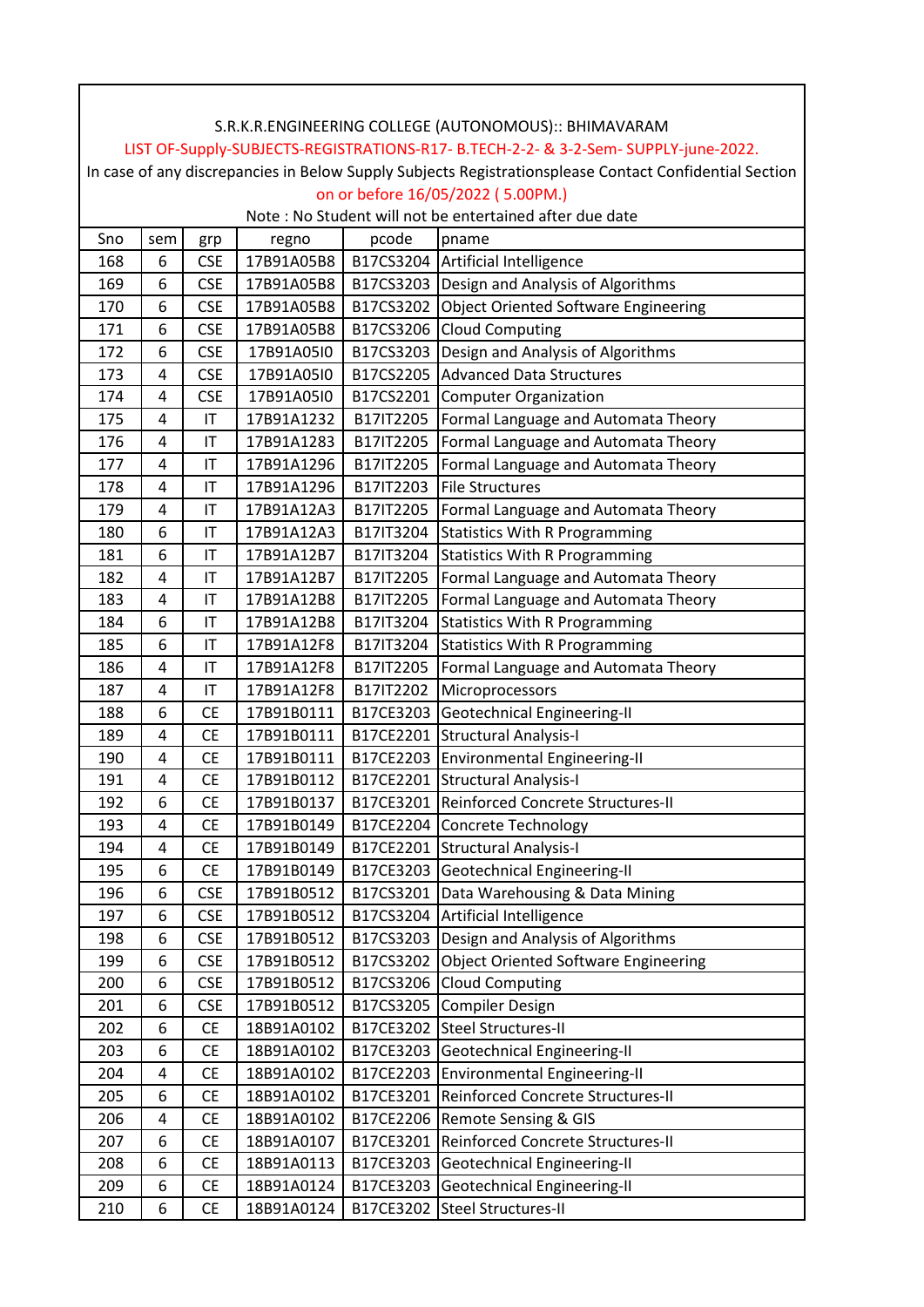S.R.K.R.ENGINEERING COLLEGE (AUTONOMOUS):: BHIMAVARAM

LIST OF-Supply-SUBJECTS-REGISTRATIONS-R17- B.TECH-2-2- & 3-2-Sem- SUPPLY-june-2022.

In case of any discrepancies in Below Supply Subjects Registrationsplease Contact Confidential Section on or before 16/05/2022 ( 5.00PM.)

Note : No Student will not be entertained after due date

| Sno | sem | grp | regno | pcode | pname |
|---|---|---|---|---|---|
| 168 | 6 | CSE | 17B91A05B8 | B17CS3204 | Artificial Intelligence |
| 169 | 6 | CSE | 17B91A05B8 | B17CS3203 | Design and Analysis of Algorithms |
| 170 | 6 | CSE | 17B91A05B8 | B17CS3202 | Object Oriented Software Engineering |
| 171 | 6 | CSE | 17B91A05B8 | B17CS3206 | Cloud Computing |
| 172 | 6 | CSE | 17B91A05I0 | B17CS3203 | Design and Analysis of Algorithms |
| 173 | 4 | CSE | 17B91A05I0 | B17CS2205 | Advanced Data Structures |
| 174 | 4 | CSE | 17B91A05I0 | B17CS2201 | Computer Organization |
| 175 | 4 | IT | 17B91A1232 | B17IT2205 | Formal Language and Automata Theory |
| 176 | 4 | IT | 17B91A1283 | B17IT2205 | Formal Language and Automata Theory |
| 177 | 4 | IT | 17B91A1296 | B17IT2205 | Formal Language and Automata Theory |
| 178 | 4 | IT | 17B91A1296 | B17IT2203 | File Structures |
| 179 | 4 | IT | 17B91A12A3 | B17IT2205 | Formal Language and Automata Theory |
| 180 | 6 | IT | 17B91A12A3 | B17IT3204 | Statistics With R Programming |
| 181 | 6 | IT | 17B91A12B7 | B17IT3204 | Statistics With R Programming |
| 182 | 4 | IT | 17B91A12B7 | B17IT2205 | Formal Language and Automata Theory |
| 183 | 4 | IT | 17B91A12B8 | B17IT2205 | Formal Language and Automata Theory |
| 184 | 6 | IT | 17B91A12B8 | B17IT3204 | Statistics With R Programming |
| 185 | 6 | IT | 17B91A12F8 | B17IT3204 | Statistics With R Programming |
| 186 | 4 | IT | 17B91A12F8 | B17IT2205 | Formal Language and Automata Theory |
| 187 | 4 | IT | 17B91A12F8 | B17IT2202 | Microprocessors |
| 188 | 6 | CE | 17B91B0111 | B17CE3203 | Geotechnical Engineering-II |
| 189 | 4 | CE | 17B91B0111 | B17CE2201 | Structural Analysis-I |
| 190 | 4 | CE | 17B91B0111 | B17CE2203 | Environmental Engineering-II |
| 191 | 4 | CE | 17B91B0112 | B17CE2201 | Structural Analysis-I |
| 192 | 6 | CE | 17B91B0137 | B17CE3201 | Reinforced Concrete Structures-II |
| 193 | 4 | CE | 17B91B0149 | B17CE2204 | Concrete Technology |
| 194 | 4 | CE | 17B91B0149 | B17CE2201 | Structural Analysis-I |
| 195 | 6 | CE | 17B91B0149 | B17CE3203 | Geotechnical Engineering-II |
| 196 | 6 | CSE | 17B91B0512 | B17CS3201 | Data Warehousing & Data Mining |
| 197 | 6 | CSE | 17B91B0512 | B17CS3204 | Artificial Intelligence |
| 198 | 6 | CSE | 17B91B0512 | B17CS3203 | Design and Analysis of Algorithms |
| 199 | 6 | CSE | 17B91B0512 | B17CS3202 | Object Oriented Software Engineering |
| 200 | 6 | CSE | 17B91B0512 | B17CS3206 | Cloud Computing |
| 201 | 6 | CSE | 17B91B0512 | B17CS3205 | Compiler Design |
| 202 | 6 | CE | 18B91A0102 | B17CE3202 | Steel Structures-II |
| 203 | 6 | CE | 18B91A0102 | B17CE3203 | Geotechnical Engineering-II |
| 204 | 4 | CE | 18B91A0102 | B17CE2203 | Environmental Engineering-II |
| 205 | 6 | CE | 18B91A0102 | B17CE3201 | Reinforced Concrete Structures-II |
| 206 | 4 | CE | 18B91A0102 | B17CE2206 | Remote Sensing & GIS |
| 207 | 6 | CE | 18B91A0107 | B17CE3201 | Reinforced Concrete Structures-II |
| 208 | 6 | CE | 18B91A0113 | B17CE3203 | Geotechnical Engineering-II |
| 209 | 6 | CE | 18B91A0124 | B17CE3203 | Geotechnical Engineering-II |
| 210 | 6 | CE | 18B91A0124 | B17CE3202 | Steel Structures-II |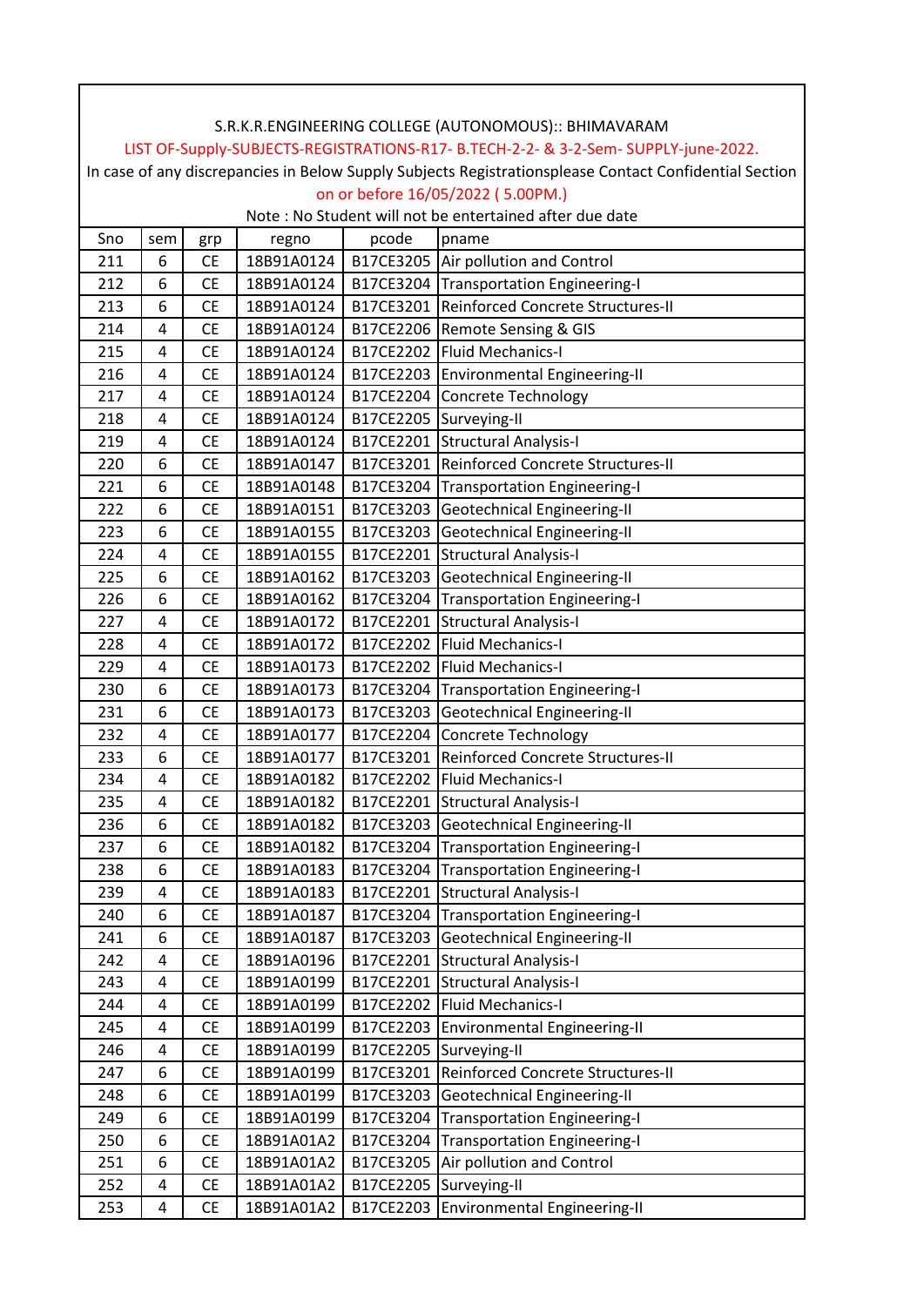S.R.K.R.ENGINEERING COLLEGE (AUTONOMOUS):: BHIMAVARAM

LIST OF-Supply-SUBJECTS-REGISTRATIONS-R17- B.TECH-2-2- & 3-2-Sem- SUPPLY-june-2022.

In case of any discrepancies in Below Supply Subjects Registrationsplease Contact Confidential Section on or before 16/05/2022 ( 5.00PM.)

Note : No Student will not be entertained after due date

| Sno | sem | grp | regno | pcode | pname |
|---|---|---|---|---|---|
| 211 | 6 | CE | 18B91A0124 | B17CE3205 | Air pollution and Control |
| 212 | 6 | CE | 18B91A0124 | B17CE3204 | Transportation Engineering-I |
| 213 | 6 | CE | 18B91A0124 | B17CE3201 | Reinforced Concrete Structures-II |
| 214 | 4 | CE | 18B91A0124 | B17CE2206 | Remote Sensing & GIS |
| 215 | 4 | CE | 18B91A0124 | B17CE2202 | Fluid Mechanics-I |
| 216 | 4 | CE | 18B91A0124 | B17CE2203 | Environmental Engineering-II |
| 217 | 4 | CE | 18B91A0124 | B17CE2204 | Concrete Technology |
| 218 | 4 | CE | 18B91A0124 | B17CE2205 | Surveying-II |
| 219 | 4 | CE | 18B91A0124 | B17CE2201 | Structural Analysis-I |
| 220 | 6 | CE | 18B91A0147 | B17CE3201 | Reinforced Concrete Structures-II |
| 221 | 6 | CE | 18B91A0148 | B17CE3204 | Transportation Engineering-I |
| 222 | 6 | CE | 18B91A0151 | B17CE3203 | Geotechnical Engineering-II |
| 223 | 6 | CE | 18B91A0155 | B17CE3203 | Geotechnical Engineering-II |
| 224 | 4 | CE | 18B91A0155 | B17CE2201 | Structural Analysis-I |
| 225 | 6 | CE | 18B91A0162 | B17CE3203 | Geotechnical Engineering-II |
| 226 | 6 | CE | 18B91A0162 | B17CE3204 | Transportation Engineering-I |
| 227 | 4 | CE | 18B91A0172 | B17CE2201 | Structural Analysis-I |
| 228 | 4 | CE | 18B91A0172 | B17CE2202 | Fluid Mechanics-I |
| 229 | 4 | CE | 18B91A0173 | B17CE2202 | Fluid Mechanics-I |
| 230 | 6 | CE | 18B91A0173 | B17CE3204 | Transportation Engineering-I |
| 231 | 6 | CE | 18B91A0173 | B17CE3203 | Geotechnical Engineering-II |
| 232 | 4 | CE | 18B91A0177 | B17CE2204 | Concrete Technology |
| 233 | 6 | CE | 18B91A0177 | B17CE3201 | Reinforced Concrete Structures-II |
| 234 | 4 | CE | 18B91A0182 | B17CE2202 | Fluid Mechanics-I |
| 235 | 4 | CE | 18B91A0182 | B17CE2201 | Structural Analysis-I |
| 236 | 6 | CE | 18B91A0182 | B17CE3203 | Geotechnical Engineering-II |
| 237 | 6 | CE | 18B91A0182 | B17CE3204 | Transportation Engineering-I |
| 238 | 6 | CE | 18B91A0183 | B17CE3204 | Transportation Engineering-I |
| 239 | 4 | CE | 18B91A0183 | B17CE2201 | Structural Analysis-I |
| 240 | 6 | CE | 18B91A0187 | B17CE3204 | Transportation Engineering-I |
| 241 | 6 | CE | 18B91A0187 | B17CE3203 | Geotechnical Engineering-II |
| 242 | 4 | CE | 18B91A0196 | B17CE2201 | Structural Analysis-I |
| 243 | 4 | CE | 18B91A0199 | B17CE2201 | Structural Analysis-I |
| 244 | 4 | CE | 18B91A0199 | B17CE2202 | Fluid Mechanics-I |
| 245 | 4 | CE | 18B91A0199 | B17CE2203 | Environmental Engineering-II |
| 246 | 4 | CE | 18B91A0199 | B17CE2205 | Surveying-II |
| 247 | 6 | CE | 18B91A0199 | B17CE3201 | Reinforced Concrete Structures-II |
| 248 | 6 | CE | 18B91A0199 | B17CE3203 | Geotechnical Engineering-II |
| 249 | 6 | CE | 18B91A0199 | B17CE3204 | Transportation Engineering-I |
| 250 | 6 | CE | 18B91A01A2 | B17CE3204 | Transportation Engineering-I |
| 251 | 6 | CE | 18B91A01A2 | B17CE3205 | Air pollution and Control |
| 252 | 4 | CE | 18B91A01A2 | B17CE2205 | Surveying-II |
| 253 | 4 | CE | 18B91A01A2 | B17CE2203 | Environmental Engineering-II |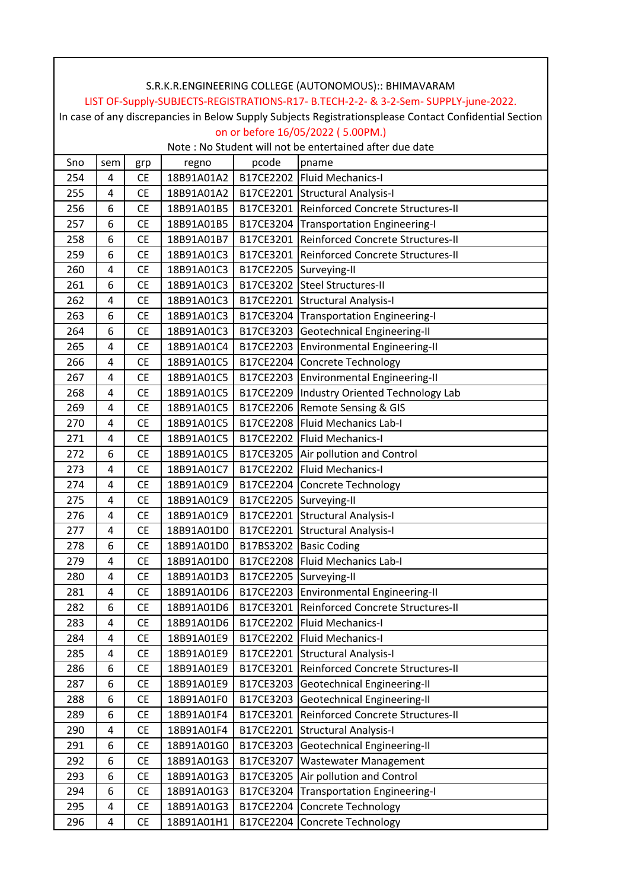S.R.K.R.ENGINEERING COLLEGE (AUTONOMOUS):: BHIMAVARAM

LIST OF-Supply-SUBJECTS-REGISTRATIONS-R17- B.TECH-2-2- & 3-2-Sem- SUPPLY-june-2022.

In case of any discrepancies in Below Supply Subjects Registrationsplease Contact Confidential Section on or before 16/05/2022 ( 5.00PM.)

Note : No Student will not be entertained after due date

| Sno | sem | grp | regno | pcode | pname |
|---|---|---|---|---|---|
| 254 | 4 | CE | 18B91A01A2 | B17CE2202 | Fluid Mechanics-I |
| 255 | 4 | CE | 18B91A01A2 | B17CE2201 | Structural Analysis-I |
| 256 | 6 | CE | 18B91A01B5 | B17CE3201 | Reinforced Concrete Structures-II |
| 257 | 6 | CE | 18B91A01B5 | B17CE3204 | Transportation Engineering-I |
| 258 | 6 | CE | 18B91A01B7 | B17CE3201 | Reinforced Concrete Structures-II |
| 259 | 6 | CE | 18B91A01C3 | B17CE3201 | Reinforced Concrete Structures-II |
| 260 | 4 | CE | 18B91A01C3 | B17CE2205 | Surveying-II |
| 261 | 6 | CE | 18B91A01C3 | B17CE3202 | Steel Structures-II |
| 262 | 4 | CE | 18B91A01C3 | B17CE2201 | Structural Analysis-I |
| 263 | 6 | CE | 18B91A01C3 | B17CE3204 | Transportation Engineering-I |
| 264 | 6 | CE | 18B91A01C3 | B17CE3203 | Geotechnical Engineering-II |
| 265 | 4 | CE | 18B91A01C4 | B17CE2203 | Environmental Engineering-II |
| 266 | 4 | CE | 18B91A01C5 | B17CE2204 | Concrete Technology |
| 267 | 4 | CE | 18B91A01C5 | B17CE2203 | Environmental Engineering-II |
| 268 | 4 | CE | 18B91A01C5 | B17CE2209 | Industry Oriented Technology Lab |
| 269 | 4 | CE | 18B91A01C5 | B17CE2206 | Remote Sensing & GIS |
| 270 | 4 | CE | 18B91A01C5 | B17CE2208 | Fluid Mechanics Lab-I |
| 271 | 4 | CE | 18B91A01C5 | B17CE2202 | Fluid Mechanics-I |
| 272 | 6 | CE | 18B91A01C5 | B17CE3205 | Air pollution and Control |
| 273 | 4 | CE | 18B91A01C7 | B17CE2202 | Fluid Mechanics-I |
| 274 | 4 | CE | 18B91A01C9 | B17CE2204 | Concrete Technology |
| 275 | 4 | CE | 18B91A01C9 | B17CE2205 | Surveying-II |
| 276 | 4 | CE | 18B91A01C9 | B17CE2201 | Structural Analysis-I |
| 277 | 4 | CE | 18B91A01D0 | B17CE2201 | Structural Analysis-I |
| 278 | 6 | CE | 18B91A01D0 | B17BS3202 | Basic Coding |
| 279 | 4 | CE | 18B91A01D0 | B17CE2208 | Fluid Mechanics Lab-I |
| 280 | 4 | CE | 18B91A01D3 | B17CE2205 | Surveying-II |
| 281 | 4 | CE | 18B91A01D6 | B17CE2203 | Environmental Engineering-II |
| 282 | 6 | CE | 18B91A01D6 | B17CE3201 | Reinforced Concrete Structures-II |
| 283 | 4 | CE | 18B91A01D6 | B17CE2202 | Fluid Mechanics-I |
| 284 | 4 | CE | 18B91A01E9 | B17CE2202 | Fluid Mechanics-I |
| 285 | 4 | CE | 18B91A01E9 | B17CE2201 | Structural Analysis-I |
| 286 | 6 | CE | 18B91A01E9 | B17CE3201 | Reinforced Concrete Structures-II |
| 287 | 6 | CE | 18B91A01E9 | B17CE3203 | Geotechnical Engineering-II |
| 288 | 6 | CE | 18B91A01F0 | B17CE3203 | Geotechnical Engineering-II |
| 289 | 6 | CE | 18B91A01F4 | B17CE3201 | Reinforced Concrete Structures-II |
| 290 | 4 | CE | 18B91A01F4 | B17CE2201 | Structural Analysis-I |
| 291 | 6 | CE | 18B91A01G0 | B17CE3203 | Geotechnical Engineering-II |
| 292 | 6 | CE | 18B91A01G3 | B17CE3207 | Wastewater Management |
| 293 | 6 | CE | 18B91A01G3 | B17CE3205 | Air pollution and Control |
| 294 | 6 | CE | 18B91A01G3 | B17CE3204 | Transportation Engineering-I |
| 295 | 4 | CE | 18B91A01G3 | B17CE2204 | Concrete Technology |
| 296 | 4 | CE | 18B91A01H1 | B17CE2204 | Concrete Technology |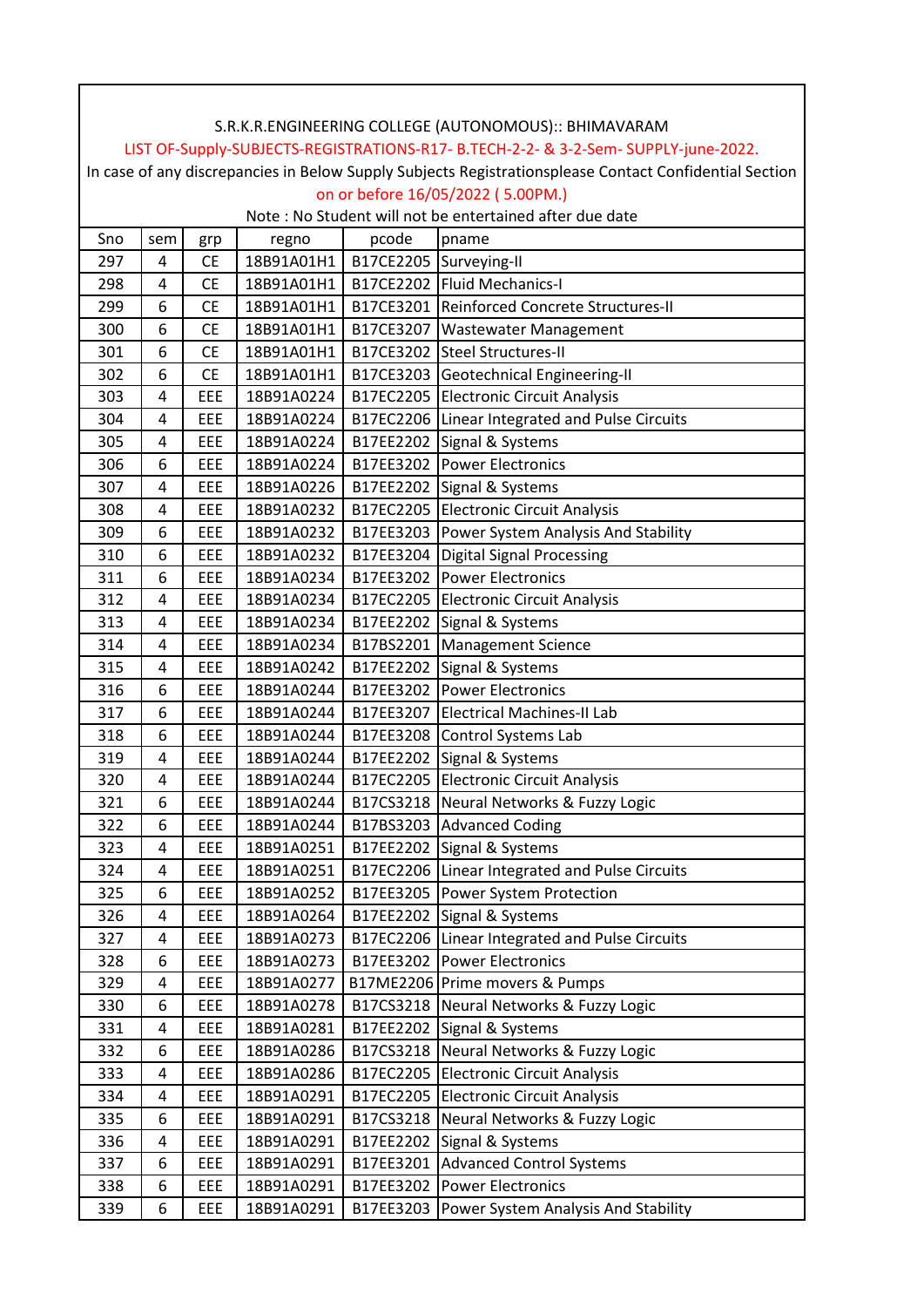S.R.K.R.ENGINEERING COLLEGE (AUTONOMOUS):: BHIMAVARAM

LIST OF-Supply-SUBJECTS-REGISTRATIONS-R17- B.TECH-2-2- & 3-2-Sem- SUPPLY-june-2022.

In case of any discrepancies in Below Supply Subjects Registrationsplease Contact Confidential Section

on or before 16/05/2022 ( 5.00PM.)

Note : No Student will not be entertained after due date

| Sno | sem | grp | regno | pcode | pname |
|---|---|---|---|---|---|
| 297 | 4 | CE | 18B91A01H1 | B17CE2205 | Surveying-II |
| 298 | 4 | CE | 18B91A01H1 | B17CE2202 | Fluid Mechanics-I |
| 299 | 6 | CE | 18B91A01H1 | B17CE3201 | Reinforced Concrete Structures-II |
| 300 | 6 | CE | 18B91A01H1 | B17CE3207 | Wastewater Management |
| 301 | 6 | CE | 18B91A01H1 | B17CE3202 | Steel Structures-II |
| 302 | 6 | CE | 18B91A01H1 | B17CE3203 | Geotechnical Engineering-II |
| 303 | 4 | EEE | 18B91A0224 | B17EC2205 | Electronic Circuit Analysis |
| 304 | 4 | EEE | 18B91A0224 | B17EC2206 | Linear Integrated and Pulse Circuits |
| 305 | 4 | EEE | 18B91A0224 | B17EE2202 | Signal & Systems |
| 306 | 6 | EEE | 18B91A0224 | B17EE3202 | Power Electronics |
| 307 | 4 | EEE | 18B91A0226 | B17EE2202 | Signal & Systems |
| 308 | 4 | EEE | 18B91A0232 | B17EC2205 | Electronic Circuit Analysis |
| 309 | 6 | EEE | 18B91A0232 | B17EE3203 | Power System Analysis And Stability |
| 310 | 6 | EEE | 18B91A0232 | B17EE3204 | Digital Signal Processing |
| 311 | 6 | EEE | 18B91A0234 | B17EE3202 | Power Electronics |
| 312 | 4 | EEE | 18B91A0234 | B17EC2205 | Electronic Circuit Analysis |
| 313 | 4 | EEE | 18B91A0234 | B17EE2202 | Signal & Systems |
| 314 | 4 | EEE | 18B91A0234 | B17BS2201 | Management Science |
| 315 | 4 | EEE | 18B91A0242 | B17EE2202 | Signal & Systems |
| 316 | 6 | EEE | 18B91A0244 | B17EE3202 | Power Electronics |
| 317 | 6 | EEE | 18B91A0244 | B17EE3207 | Electrical Machines-II Lab |
| 318 | 6 | EEE | 18B91A0244 | B17EE3208 | Control Systems Lab |
| 319 | 4 | EEE | 18B91A0244 | B17EE2202 | Signal & Systems |
| 320 | 4 | EEE | 18B91A0244 | B17EC2205 | Electronic Circuit Analysis |
| 321 | 6 | EEE | 18B91A0244 | B17CS3218 | Neural Networks & Fuzzy Logic |
| 322 | 6 | EEE | 18B91A0244 | B17BS3203 | Advanced Coding |
| 323 | 4 | EEE | 18B91A0251 | B17EE2202 | Signal & Systems |
| 324 | 4 | EEE | 18B91A0251 | B17EC2206 | Linear Integrated and Pulse Circuits |
| 325 | 6 | EEE | 18B91A0252 | B17EE3205 | Power System Protection |
| 326 | 4 | EEE | 18B91A0264 | B17EE2202 | Signal & Systems |
| 327 | 4 | EEE | 18B91A0273 | B17EC2206 | Linear Integrated and Pulse Circuits |
| 328 | 6 | EEE | 18B91A0273 | B17EE3202 | Power Electronics |
| 329 | 4 | EEE | 18B91A0277 | B17ME2206 | Prime movers & Pumps |
| 330 | 6 | EEE | 18B91A0278 | B17CS3218 | Neural Networks & Fuzzy Logic |
| 331 | 4 | EEE | 18B91A0281 | B17EE2202 | Signal & Systems |
| 332 | 6 | EEE | 18B91A0286 | B17CS3218 | Neural Networks & Fuzzy Logic |
| 333 | 4 | EEE | 18B91A0286 | B17EC2205 | Electronic Circuit Analysis |
| 334 | 4 | EEE | 18B91A0291 | B17EC2205 | Electronic Circuit Analysis |
| 335 | 6 | EEE | 18B91A0291 | B17CS3218 | Neural Networks & Fuzzy Logic |
| 336 | 4 | EEE | 18B91A0291 | B17EE2202 | Signal & Systems |
| 337 | 6 | EEE | 18B91A0291 | B17EE3201 | Advanced Control Systems |
| 338 | 6 | EEE | 18B91A0291 | B17EE3202 | Power Electronics |
| 339 | 6 | EEE | 18B91A0291 | B17EE3203 | Power System Analysis And Stability |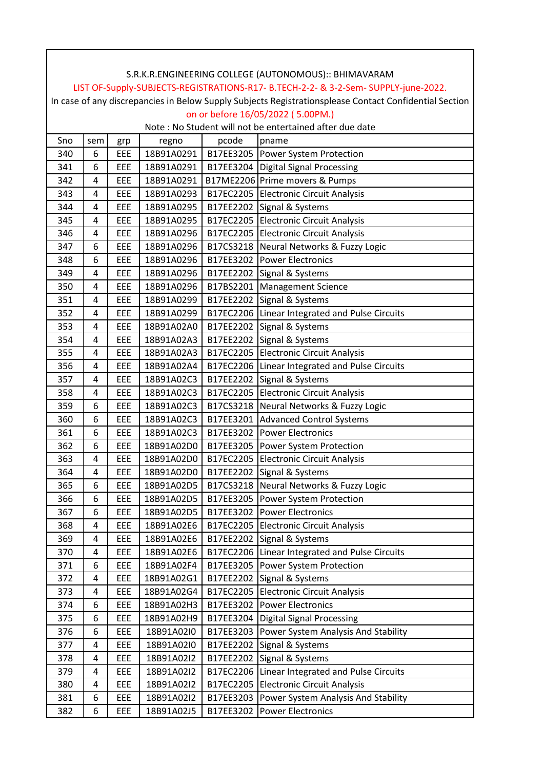S.R.K.R.ENGINEERING COLLEGE (AUTONOMOUS):: BHIMAVARAM

LIST OF-Supply-SUBJECTS-REGISTRATIONS-R17- B.TECH-2-2- & 3-2-Sem- SUPPLY-june-2022.

In case of any discrepancies in Below Supply Subjects Registrationsplease Contact Confidential Section on or before 16/05/2022 ( 5.00PM.)

Note : No Student will not be entertained after due date

| Sno | sem | grp | regno | pcode | pname |
|---|---|---|---|---|---|
| 340 | 6 | EEE | 18B91A0291 | B17EE3205 | Power System Protection |
| 341 | 6 | EEE | 18B91A0291 | B17EE3204 | Digital Signal Processing |
| 342 | 4 | EEE | 18B91A0291 | B17ME2206 | Prime movers & Pumps |
| 343 | 4 | EEE | 18B91A0293 | B17EC2205 | Electronic Circuit Analysis |
| 344 | 4 | EEE | 18B91A0295 | B17EE2202 | Signal & Systems |
| 345 | 4 | EEE | 18B91A0295 | B17EC2205 | Electronic Circuit Analysis |
| 346 | 4 | EEE | 18B91A0296 | B17EC2205 | Electronic Circuit Analysis |
| 347 | 6 | EEE | 18B91A0296 | B17CS3218 | Neural Networks & Fuzzy Logic |
| 348 | 6 | EEE | 18B91A0296 | B17EE3202 | Power Electronics |
| 349 | 4 | EEE | 18B91A0296 | B17EE2202 | Signal & Systems |
| 350 | 4 | EEE | 18B91A0296 | B17BS2201 | Management Science |
| 351 | 4 | EEE | 18B91A0299 | B17EE2202 | Signal & Systems |
| 352 | 4 | EEE | 18B91A0299 | B17EC2206 | Linear Integrated and Pulse Circuits |
| 353 | 4 | EEE | 18B91A02A0 | B17EE2202 | Signal & Systems |
| 354 | 4 | EEE | 18B91A02A3 | B17EE2202 | Signal & Systems |
| 355 | 4 | EEE | 18B91A02A3 | B17EC2205 | Electronic Circuit Analysis |
| 356 | 4 | EEE | 18B91A02A4 | B17EC2206 | Linear Integrated and Pulse Circuits |
| 357 | 4 | EEE | 18B91A02C3 | B17EE2202 | Signal & Systems |
| 358 | 4 | EEE | 18B91A02C3 | B17EC2205 | Electronic Circuit Analysis |
| 359 | 6 | EEE | 18B91A02C3 | B17CS3218 | Neural Networks & Fuzzy Logic |
| 360 | 6 | EEE | 18B91A02C3 | B17EE3201 | Advanced Control Systems |
| 361 | 6 | EEE | 18B91A02C3 | B17EE3202 | Power Electronics |
| 362 | 6 | EEE | 18B91A02D0 | B17EE3205 | Power System Protection |
| 363 | 4 | EEE | 18B91A02D0 | B17EC2205 | Electronic Circuit Analysis |
| 364 | 4 | EEE | 18B91A02D0 | B17EE2202 | Signal & Systems |
| 365 | 6 | EEE | 18B91A02D5 | B17CS3218 | Neural Networks & Fuzzy Logic |
| 366 | 6 | EEE | 18B91A02D5 | B17EE3205 | Power System Protection |
| 367 | 6 | EEE | 18B91A02D5 | B17EE3202 | Power Electronics |
| 368 | 4 | EEE | 18B91A02E6 | B17EC2205 | Electronic Circuit Analysis |
| 369 | 4 | EEE | 18B91A02E6 | B17EE2202 | Signal & Systems |
| 370 | 4 | EEE | 18B91A02E6 | B17EC2206 | Linear Integrated and Pulse Circuits |
| 371 | 6 | EEE | 18B91A02F4 | B17EE3205 | Power System Protection |
| 372 | 4 | EEE | 18B91A02G1 | B17EE2202 | Signal & Systems |
| 373 | 4 | EEE | 18B91A02G4 | B17EC2205 | Electronic Circuit Analysis |
| 374 | 6 | EEE | 18B91A02H3 | B17EE3202 | Power Electronics |
| 375 | 6 | EEE | 18B91A02H9 | B17EE3204 | Digital Signal Processing |
| 376 | 6 | EEE | 18B91A02I0 | B17EE3203 | Power System Analysis And Stability |
| 377 | 4 | EEE | 18B91A02I0 | B17EE2202 | Signal & Systems |
| 378 | 4 | EEE | 18B91A02I2 | B17EE2202 | Signal & Systems |
| 379 | 4 | EEE | 18B91A02I2 | B17EC2206 | Linear Integrated and Pulse Circuits |
| 380 | 4 | EEE | 18B91A02I2 | B17EC2205 | Electronic Circuit Analysis |
| 381 | 6 | EEE | 18B91A02I2 | B17EE3203 | Power System Analysis And Stability |
| 382 | 6 | EEE | 18B91A02J5 | B17EE3202 | Power Electronics |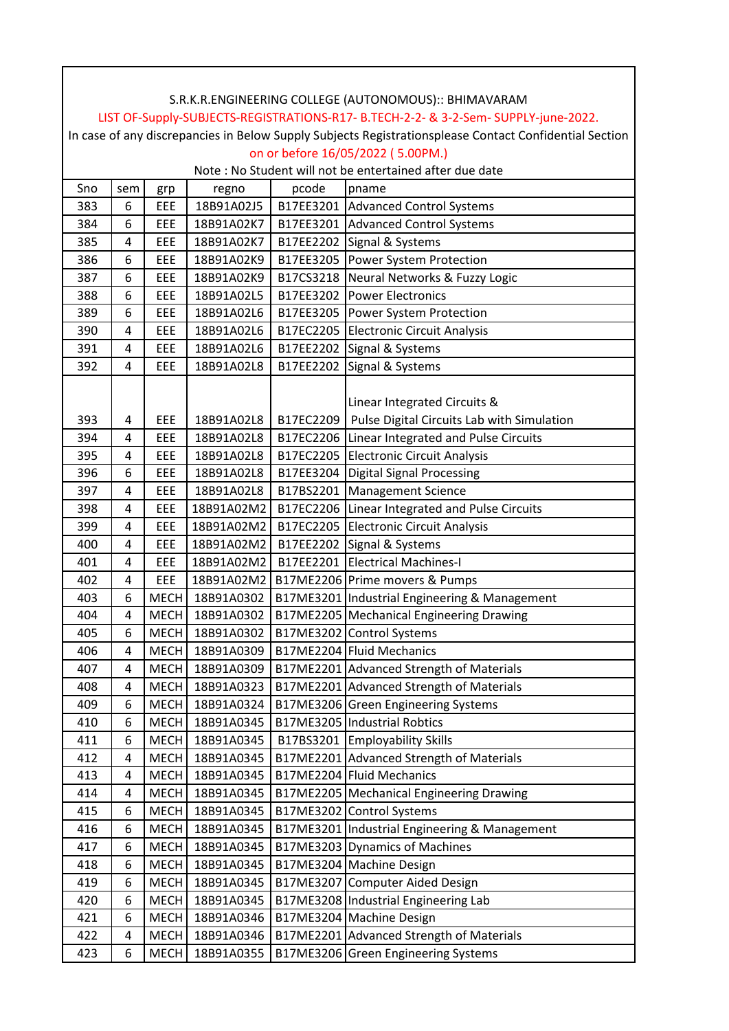S.R.K.R.ENGINEERING COLLEGE (AUTONOMOUS):: BHIMAVARAM

LIST OF-Supply-SUBJECTS-REGISTRATIONS-R17- B.TECH-2-2- & 3-2-Sem- SUPPLY-june-2022.

In case of any discrepancies in Below Supply Subjects Registrationsplease Contact Confidential Section on or before 16/05/2022 ( 5.00PM.)

Note : No Student will not be entertained after due date

| Sno | sem | grp | regno | pcode | pname |
|---|---|---|---|---|---|
| 383 | 6 | EEE | 18B91A02J5 | B17EE3201 | Advanced Control Systems |
| 384 | 6 | EEE | 18B91A02K7 | B17EE3201 | Advanced Control Systems |
| 385 | 4 | EEE | 18B91A02K7 | B17EE2202 | Signal & Systems |
| 386 | 6 | EEE | 18B91A02K9 | B17EE3205 | Power System Protection |
| 387 | 6 | EEE | 18B91A02K9 | B17CS3218 | Neural Networks & Fuzzy Logic |
| 388 | 6 | EEE | 18B91A02L5 | B17EE3202 | Power Electronics |
| 389 | 6 | EEE | 18B91A02L6 | B17EE3205 | Power System Protection |
| 390 | 4 | EEE | 18B91A02L6 | B17EC2205 | Electronic Circuit Analysis |
| 391 | 4 | EEE | 18B91A02L6 | B17EE2202 | Signal & Systems |
| 392 | 4 | EEE | 18B91A02L8 | B17EE2202 | Signal & Systems |
| 393 | 4 | EEE | 18B91A02L8 | B17EC2209 | Linear Integrated Circuits & Pulse Digital Circuits Lab with Simulation |
| 394 | 4 | EEE | 18B91A02L8 | B17EC2206 | Linear Integrated and Pulse Circuits |
| 395 | 4 | EEE | 18B91A02L8 | B17EC2205 | Electronic Circuit Analysis |
| 396 | 6 | EEE | 18B91A02L8 | B17EE3204 | Digital Signal Processing |
| 397 | 4 | EEE | 18B91A02L8 | B17BS2201 | Management Science |
| 398 | 4 | EEE | 18B91A02M2 | B17EC2206 | Linear Integrated and Pulse Circuits |
| 399 | 4 | EEE | 18B91A02M2 | B17EC2205 | Electronic Circuit Analysis |
| 400 | 4 | EEE | 18B91A02M2 | B17EE2202 | Signal & Systems |
| 401 | 4 | EEE | 18B91A02M2 | B17EE2201 | Electrical Machines-I |
| 402 | 4 | EEE | 18B91A02M2 | B17ME2206 | Prime movers & Pumps |
| 403 | 6 | MECH | 18B91A0302 | B17ME3201 | Industrial Engineering & Management |
| 404 | 4 | MECH | 18B91A0302 | B17ME2205 | Mechanical Engineering Drawing |
| 405 | 6 | MECH | 18B91A0302 | B17ME3202 | Control Systems |
| 406 | 4 | MECH | 18B91A0309 | B17ME2204 | Fluid Mechanics |
| 407 | 4 | MECH | 18B91A0309 | B17ME2201 | Advanced Strength of Materials |
| 408 | 4 | MECH | 18B91A0323 | B17ME2201 | Advanced Strength of Materials |
| 409 | 6 | MECH | 18B91A0324 | B17ME3206 | Green Engineering Systems |
| 410 | 6 | MECH | 18B91A0345 | B17ME3205 | Industrial Robtics |
| 411 | 6 | MECH | 18B91A0345 | B17BS3201 | Employability Skills |
| 412 | 4 | MECH | 18B91A0345 | B17ME2201 | Advanced Strength of Materials |
| 413 | 4 | MECH | 18B91A0345 | B17ME2204 | Fluid Mechanics |
| 414 | 4 | MECH | 18B91A0345 | B17ME2205 | Mechanical Engineering Drawing |
| 415 | 6 | MECH | 18B91A0345 | B17ME3202 | Control Systems |
| 416 | 6 | MECH | 18B91A0345 | B17ME3201 | Industrial Engineering & Management |
| 417 | 6 | MECH | 18B91A0345 | B17ME3203 | Dynamics of Machines |
| 418 | 6 | MECH | 18B91A0345 | B17ME3204 | Machine Design |
| 419 | 6 | MECH | 18B91A0345 | B17ME3207 | Computer Aided Design |
| 420 | 6 | MECH | 18B91A0345 | B17ME3208 | Industrial Engineering Lab |
| 421 | 6 | MECH | 18B91A0346 | B17ME3204 | Machine Design |
| 422 | 4 | MECH | 18B91A0346 | B17ME2201 | Advanced Strength of Materials |
| 423 | 6 | MECH | 18B91A0355 | B17ME3206 | Green Engineering Systems |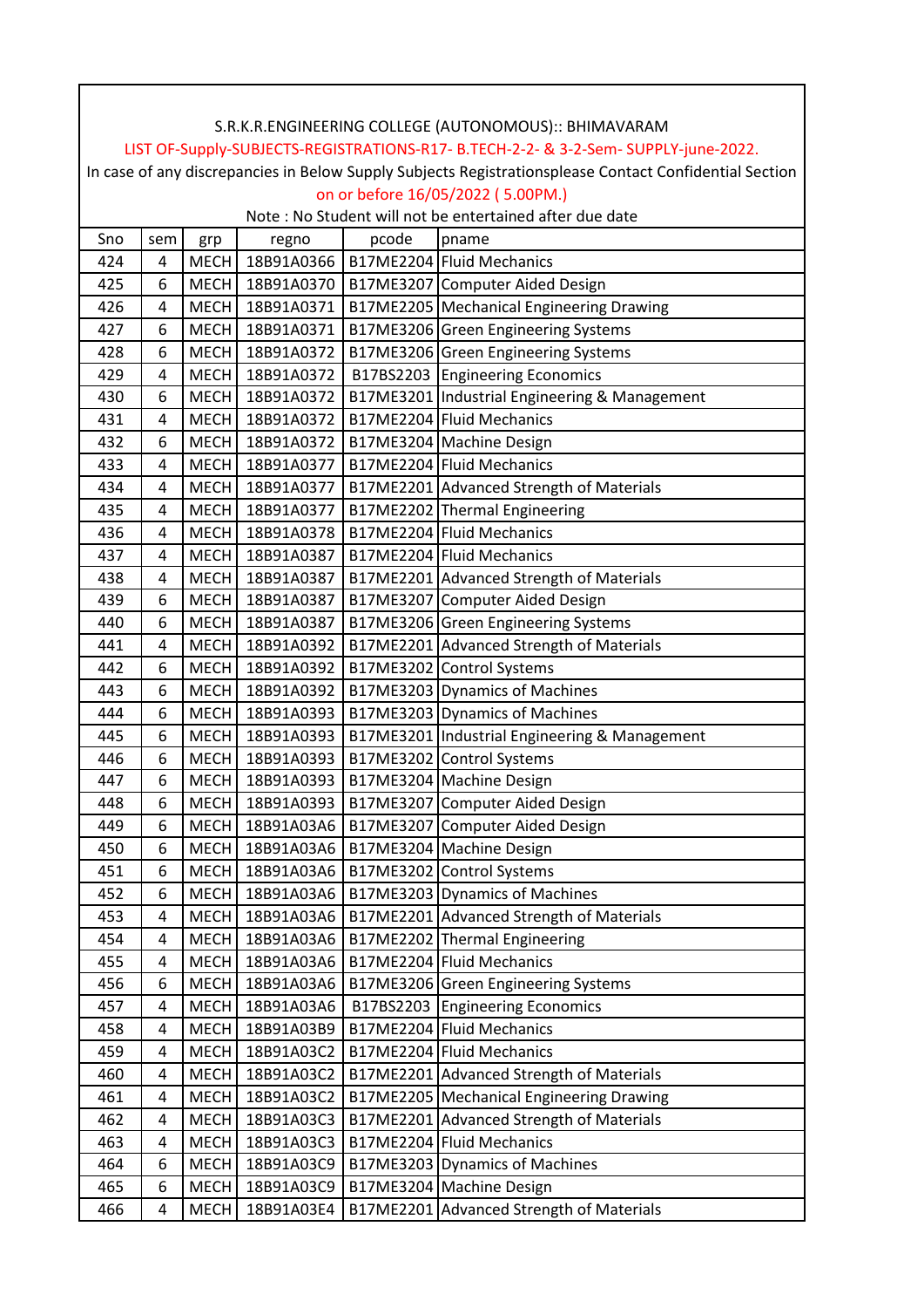S.R.K.R.ENGINEERING COLLEGE (AUTONOMOUS):: BHIMAVARAM

LIST OF-Supply-SUBJECTS-REGISTRATIONS-R17- B.TECH-2-2- & 3-2-Sem- SUPPLY-june-2022.

In case of any discrepancies in Below Supply Subjects Registrationsplease Contact Confidential Section on or before 16/05/2022 ( 5.00PM.)

Note : No Student will not be entertained after due date

| Sno | sem | grp | regno | pcode | pname |
|---|---|---|---|---|---|
| 424 | 4 | MECH | 18B91A0366 | B17ME2204 | Fluid Mechanics |
| 425 | 6 | MECH | 18B91A0370 | B17ME3207 | Computer Aided Design |
| 426 | 4 | MECH | 18B91A0371 | B17ME2205 | Mechanical Engineering Drawing |
| 427 | 6 | MECH | 18B91A0371 | B17ME3206 | Green Engineering Systems |
| 428 | 6 | MECH | 18B91A0372 | B17ME3206 | Green Engineering Systems |
| 429 | 4 | MECH | 18B91A0372 | B17BS2203 | Engineering Economics |
| 430 | 6 | MECH | 18B91A0372 | B17ME3201 | Industrial Engineering & Management |
| 431 | 4 | MECH | 18B91A0372 | B17ME2204 | Fluid Mechanics |
| 432 | 6 | MECH | 18B91A0372 | B17ME3204 | Machine Design |
| 433 | 4 | MECH | 18B91A0377 | B17ME2204 | Fluid Mechanics |
| 434 | 4 | MECH | 18B91A0377 | B17ME2201 | Advanced Strength of Materials |
| 435 | 4 | MECH | 18B91A0377 | B17ME2202 | Thermal Engineering |
| 436 | 4 | MECH | 18B91A0378 | B17ME2204 | Fluid Mechanics |
| 437 | 4 | MECH | 18B91A0387 | B17ME2204 | Fluid Mechanics |
| 438 | 4 | MECH | 18B91A0387 | B17ME2201 | Advanced Strength of Materials |
| 439 | 6 | MECH | 18B91A0387 | B17ME3207 | Computer Aided Design |
| 440 | 6 | MECH | 18B91A0387 | B17ME3206 | Green Engineering Systems |
| 441 | 4 | MECH | 18B91A0392 | B17ME2201 | Advanced Strength of Materials |
| 442 | 6 | MECH | 18B91A0392 | B17ME3202 | Control Systems |
| 443 | 6 | MECH | 18B91A0392 | B17ME3203 | Dynamics of Machines |
| 444 | 6 | MECH | 18B91A0393 | B17ME3203 | Dynamics of Machines |
| 445 | 6 | MECH | 18B91A0393 | B17ME3201 | Industrial Engineering & Management |
| 446 | 6 | MECH | 18B91A0393 | B17ME3202 | Control Systems |
| 447 | 6 | MECH | 18B91A0393 | B17ME3204 | Machine Design |
| 448 | 6 | MECH | 18B91A0393 | B17ME3207 | Computer Aided Design |
| 449 | 6 | MECH | 18B91A03A6 | B17ME3207 | Computer Aided Design |
| 450 | 6 | MECH | 18B91A03A6 | B17ME3204 | Machine Design |
| 451 | 6 | MECH | 18B91A03A6 | B17ME3202 | Control Systems |
| 452 | 6 | MECH | 18B91A03A6 | B17ME3203 | Dynamics of Machines |
| 453 | 4 | MECH | 18B91A03A6 | B17ME2201 | Advanced Strength of Materials |
| 454 | 4 | MECH | 18B91A03A6 | B17ME2202 | Thermal Engineering |
| 455 | 4 | MECH | 18B91A03A6 | B17ME2204 | Fluid Mechanics |
| 456 | 6 | MECH | 18B91A03A6 | B17ME3206 | Green Engineering Systems |
| 457 | 4 | MECH | 18B91A03A6 | B17BS2203 | Engineering Economics |
| 458 | 4 | MECH | 18B91A03B9 | B17ME2204 | Fluid Mechanics |
| 459 | 4 | MECH | 18B91A03C2 | B17ME2204 | Fluid Mechanics |
| 460 | 4 | MECH | 18B91A03C2 | B17ME2201 | Advanced Strength of Materials |
| 461 | 4 | MECH | 18B91A03C2 | B17ME2205 | Mechanical Engineering Drawing |
| 462 | 4 | MECH | 18B91A03C3 | B17ME2201 | Advanced Strength of Materials |
| 463 | 4 | MECH | 18B91A03C3 | B17ME2204 | Fluid Mechanics |
| 464 | 6 | MECH | 18B91A03C9 | B17ME3203 | Dynamics of Machines |
| 465 | 6 | MECH | 18B91A03C9 | B17ME3204 | Machine Design |
| 466 | 4 | MECH | 18B91A03E4 | B17ME2201 | Advanced Strength of Materials |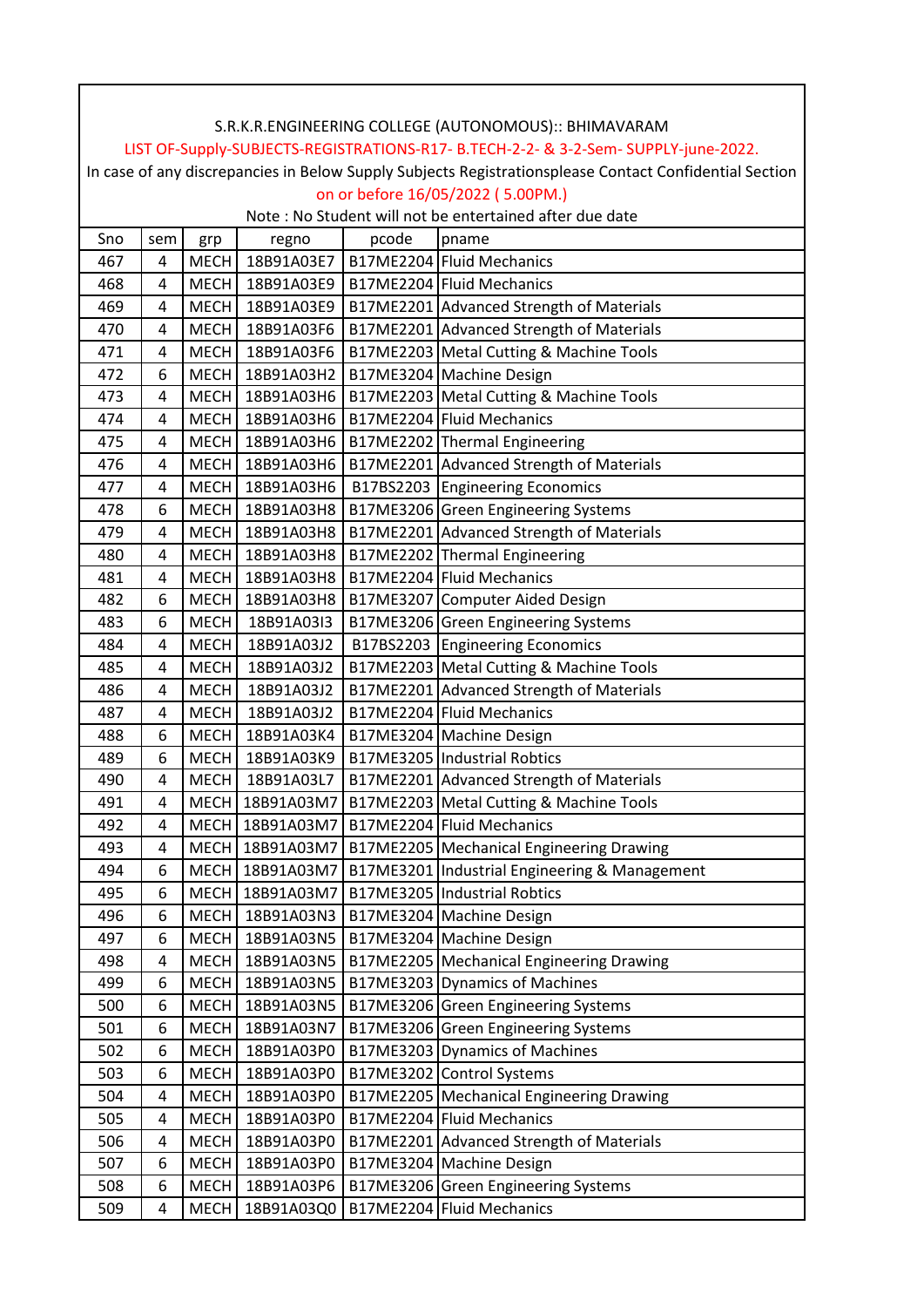S.R.K.R.ENGINEERING COLLEGE (AUTONOMOUS):: BHIMAVARAM

LIST OF-Supply-SUBJECTS-REGISTRATIONS-R17- B.TECH-2-2- & 3-2-Sem- SUPPLY-june-2022.

In case of any discrepancies in Below Supply Subjects Registrationsplease Contact Confidential Section on or before 16/05/2022 ( 5.00PM.)

Note : No Student will not be entertained after due date

| Sno | sem | grp | regno | pcode | pname |
|---|---|---|---|---|---|
| 467 | 4 | MECH | 18B91A03E7 | B17ME2204 | Fluid Mechanics |
| 468 | 4 | MECH | 18B91A03E9 | B17ME2204 | Fluid Mechanics |
| 469 | 4 | MECH | 18B91A03E9 | B17ME2201 | Advanced Strength of Materials |
| 470 | 4 | MECH | 18B91A03F6 | B17ME2201 | Advanced Strength of Materials |
| 471 | 4 | MECH | 18B91A03F6 | B17ME2203 | Metal Cutting & Machine Tools |
| 472 | 6 | MECH | 18B91A03H2 | B17ME3204 | Machine Design |
| 473 | 4 | MECH | 18B91A03H6 | B17ME2203 | Metal Cutting & Machine Tools |
| 474 | 4 | MECH | 18B91A03H6 | B17ME2204 | Fluid Mechanics |
| 475 | 4 | MECH | 18B91A03H6 | B17ME2202 | Thermal Engineering |
| 476 | 4 | MECH | 18B91A03H6 | B17ME2201 | Advanced Strength of Materials |
| 477 | 4 | MECH | 18B91A03H6 | B17BS2203 | Engineering Economics |
| 478 | 6 | MECH | 18B91A03H8 | B17ME3206 | Green Engineering Systems |
| 479 | 4 | MECH | 18B91A03H8 | B17ME2201 | Advanced Strength of Materials |
| 480 | 4 | MECH | 18B91A03H8 | B17ME2202 | Thermal Engineering |
| 481 | 4 | MECH | 18B91A03H8 | B17ME2204 | Fluid Mechanics |
| 482 | 6 | MECH | 18B91A03H8 | B17ME3207 | Computer Aided Design |
| 483 | 6 | MECH | 18B91A03I3 | B17ME3206 | Green Engineering Systems |
| 484 | 4 | MECH | 18B91A03J2 | B17BS2203 | Engineering Economics |
| 485 | 4 | MECH | 18B91A03J2 | B17ME2203 | Metal Cutting & Machine Tools |
| 486 | 4 | MECH | 18B91A03J2 | B17ME2201 | Advanced Strength of Materials |
| 487 | 4 | MECH | 18B91A03J2 | B17ME2204 | Fluid Mechanics |
| 488 | 6 | MECH | 18B91A03K4 | B17ME3204 | Machine Design |
| 489 | 6 | MECH | 18B91A03K9 | B17ME3205 | Industrial Robtics |
| 490 | 4 | MECH | 18B91A03L7 | B17ME2201 | Advanced Strength of Materials |
| 491 | 4 | MECH | 18B91A03M7 | B17ME2203 | Metal Cutting & Machine Tools |
| 492 | 4 | MECH | 18B91A03M7 | B17ME2204 | Fluid Mechanics |
| 493 | 4 | MECH | 18B91A03M7 | B17ME2205 | Mechanical Engineering Drawing |
| 494 | 6 | MECH | 18B91A03M7 | B17ME3201 | Industrial Engineering & Management |
| 495 | 6 | MECH | 18B91A03M7 | B17ME3205 | Industrial Robtics |
| 496 | 6 | MECH | 18B91A03N3 | B17ME3204 | Machine Design |
| 497 | 6 | MECH | 18B91A03N5 | B17ME3204 | Machine Design |
| 498 | 4 | MECH | 18B91A03N5 | B17ME2205 | Mechanical Engineering Drawing |
| 499 | 6 | MECH | 18B91A03N5 | B17ME3203 | Dynamics of Machines |
| 500 | 6 | MECH | 18B91A03N5 | B17ME3206 | Green Engineering Systems |
| 501 | 6 | MECH | 18B91A03N7 | B17ME3206 | Green Engineering Systems |
| 502 | 6 | MECH | 18B91A03P0 | B17ME3203 | Dynamics of Machines |
| 503 | 6 | MECH | 18B91A03P0 | B17ME3202 | Control Systems |
| 504 | 4 | MECH | 18B91A03P0 | B17ME2205 | Mechanical Engineering Drawing |
| 505 | 4 | MECH | 18B91A03P0 | B17ME2204 | Fluid Mechanics |
| 506 | 4 | MECH | 18B91A03P0 | B17ME2201 | Advanced Strength of Materials |
| 507 | 6 | MECH | 18B91A03P0 | B17ME3204 | Machine Design |
| 508 | 6 | MECH | 18B91A03P6 | B17ME3206 | Green Engineering Systems |
| 509 | 4 | MECH | 18B91A03Q0 | B17ME2204 | Fluid Mechanics |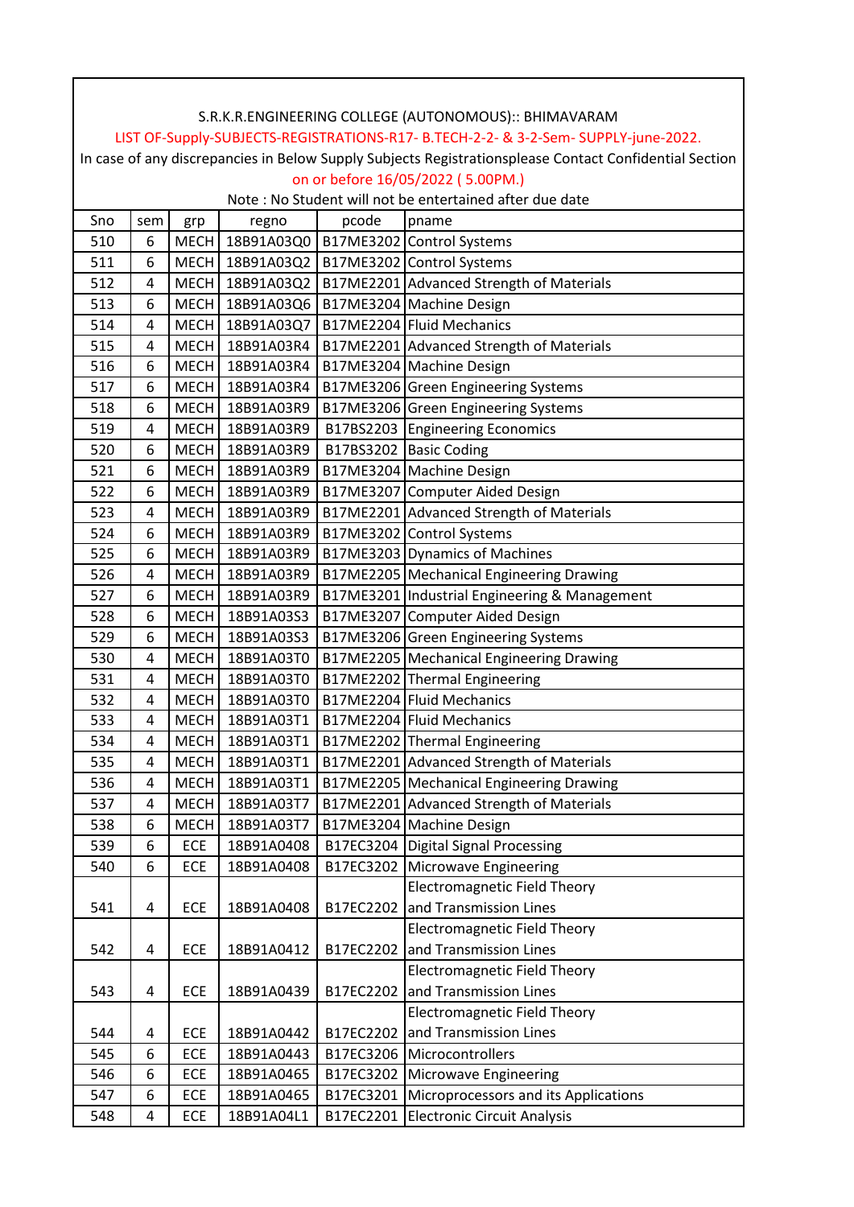S.R.K.R.ENGINEERING COLLEGE (AUTONOMOUS):: BHIMAVARAM

LIST OF-Supply-SUBJECTS-REGISTRATIONS-R17- B.TECH-2-2- & 3-2-Sem- SUPPLY-june-2022.

In case of any discrepancies in Below Supply Subjects Registrationsplease Contact Confidential Section on or before 16/05/2022 ( 5.00PM.)

Note : No Student will not be entertained after due date

| Sno | sem | grp | regno | pcode | pname |
|---|---|---|---|---|---|
| 510 | 6 | MECH | 18B91A03Q0 | B17ME3202 | Control Systems |
| 511 | 6 | MECH | 18B91A03Q2 | B17ME3202 | Control Systems |
| 512 | 4 | MECH | 18B91A03Q2 | B17ME2201 | Advanced Strength of Materials |
| 513 | 6 | MECH | 18B91A03Q6 | B17ME3204 | Machine Design |
| 514 | 4 | MECH | 18B91A03Q7 | B17ME2204 | Fluid Mechanics |
| 515 | 4 | MECH | 18B91A03R4 | B17ME2201 | Advanced Strength of Materials |
| 516 | 6 | MECH | 18B91A03R4 | B17ME3204 | Machine Design |
| 517 | 6 | MECH | 18B91A03R4 | B17ME3206 | Green Engineering Systems |
| 518 | 6 | MECH | 18B91A03R9 | B17ME3206 | Green Engineering Systems |
| 519 | 4 | MECH | 18B91A03R9 | B17BS2203 | Engineering Economics |
| 520 | 6 | MECH | 18B91A03R9 | B17BS3202 | Basic Coding |
| 521 | 6 | MECH | 18B91A03R9 | B17ME3204 | Machine Design |
| 522 | 6 | MECH | 18B91A03R9 | B17ME3207 | Computer Aided Design |
| 523 | 4 | MECH | 18B91A03R9 | B17ME2201 | Advanced Strength of Materials |
| 524 | 6 | MECH | 18B91A03R9 | B17ME3202 | Control Systems |
| 525 | 6 | MECH | 18B91A03R9 | B17ME3203 | Dynamics of Machines |
| 526 | 4 | MECH | 18B91A03R9 | B17ME2205 | Mechanical Engineering Drawing |
| 527 | 6 | MECH | 18B91A03R9 | B17ME3201 | Industrial Engineering & Management |
| 528 | 6 | MECH | 18B91A03S3 | B17ME3207 | Computer Aided Design |
| 529 | 6 | MECH | 18B91A03S3 | B17ME3206 | Green Engineering Systems |
| 530 | 4 | MECH | 18B91A03T0 | B17ME2205 | Mechanical Engineering Drawing |
| 531 | 4 | MECH | 18B91A03T0 | B17ME2202 | Thermal Engineering |
| 532 | 4 | MECH | 18B91A03T0 | B17ME2204 | Fluid Mechanics |
| 533 | 4 | MECH | 18B91A03T1 | B17ME2204 | Fluid Mechanics |
| 534 | 4 | MECH | 18B91A03T1 | B17ME2202 | Thermal Engineering |
| 535 | 4 | MECH | 18B91A03T1 | B17ME2201 | Advanced Strength of Materials |
| 536 | 4 | MECH | 18B91A03T1 | B17ME2205 | Mechanical Engineering Drawing |
| 537 | 4 | MECH | 18B91A03T7 | B17ME2201 | Advanced Strength of Materials |
| 538 | 6 | MECH | 18B91A03T7 | B17ME3204 | Machine Design |
| 539 | 6 | ECE | 18B91A0408 | B17EC3204 | Digital Signal Processing |
| 540 | 6 | ECE | 18B91A0408 | B17EC3202 | Microwave Engineering |
| 541 | 4 | ECE | 18B91A0408 | B17EC2202 | Electromagnetic Field Theory and Transmission Lines |
| 542 | 4 | ECE | 18B91A0412 | B17EC2202 | Electromagnetic Field Theory and Transmission Lines |
| 543 | 4 | ECE | 18B91A0439 | B17EC2202 | Electromagnetic Field Theory and Transmission Lines |
| 544 | 4 | ECE | 18B91A0442 | B17EC2202 | Electromagnetic Field Theory and Transmission Lines |
| 545 | 6 | ECE | 18B91A0443 | B17EC3206 | Microcontrollers |
| 546 | 6 | ECE | 18B91A0465 | B17EC3202 | Microwave Engineering |
| 547 | 6 | ECE | 18B91A0465 | B17EC3201 | Microprocessors and its Applications |
| 548 | 4 | ECE | 18B91A04L1 | B17EC2201 | Electronic Circuit Analysis |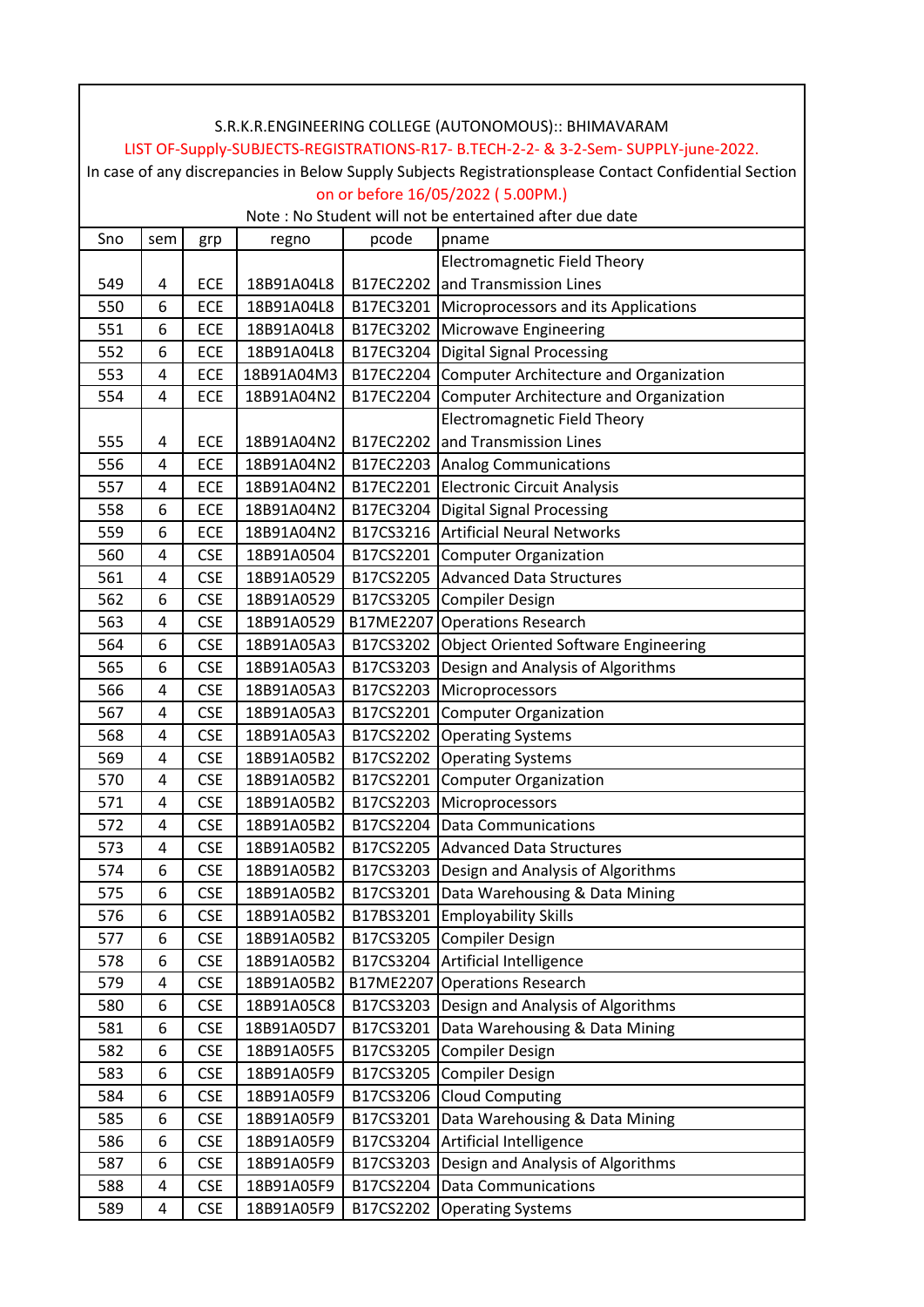S.R.K.R.ENGINEERING COLLEGE (AUTONOMOUS):: BHIMAVARAM

LIST OF-Supply-SUBJECTS-REGISTRATIONS-R17- B.TECH-2-2- & 3-2-Sem- SUPPLY-june-2022.

In case of any discrepancies in Below Supply Subjects Registrationsplease Contact Confidential Section on or before 16/05/2022 ( 5.00PM.)

Note : No Student will not be entertained after due date

| Sno | sem | grp | regno | pcode | pname |
|---|---|---|---|---|---|
| 549 | 4 | ECE | 18B91A04L8 | B17EC2202 | Electromagnetic Field Theory and Transmission Lines |
| 550 | 6 | ECE | 18B91A04L8 | B17EC3201 | Microprocessors and its Applications |
| 551 | 6 | ECE | 18B91A04L8 | B17EC3202 | Microwave Engineering |
| 552 | 6 | ECE | 18B91A04L8 | B17EC3204 | Digital Signal Processing |
| 553 | 4 | ECE | 18B91A04M3 | B17EC2204 | Computer Architecture and Organization |
| 554 | 4 | ECE | 18B91A04N2 | B17EC2204 | Computer Architecture and Organization |
| 555 | 4 | ECE | 18B91A04N2 | B17EC2202 | Electromagnetic Field Theory and Transmission Lines |
| 556 | 4 | ECE | 18B91A04N2 | B17EC2203 | Analog Communications |
| 557 | 4 | ECE | 18B91A04N2 | B17EC2201 | Electronic Circuit Analysis |
| 558 | 6 | ECE | 18B91A04N2 | B17EC3204 | Digital Signal Processing |
| 559 | 6 | ECE | 18B91A04N2 | B17CS3216 | Artificial Neural Networks |
| 560 | 4 | CSE | 18B91A0504 | B17CS2201 | Computer Organization |
| 561 | 4 | CSE | 18B91A0529 | B17CS2205 | Advanced Data Structures |
| 562 | 6 | CSE | 18B91A0529 | B17CS3205 | Compiler Design |
| 563 | 4 | CSE | 18B91A0529 | B17ME2207 | Operations Research |
| 564 | 6 | CSE | 18B91A05A3 | B17CS3202 | Object Oriented Software Engineering |
| 565 | 6 | CSE | 18B91A05A3 | B17CS3203 | Design and Analysis of Algorithms |
| 566 | 4 | CSE | 18B91A05A3 | B17CS2203 | Microprocessors |
| 567 | 4 | CSE | 18B91A05A3 | B17CS2201 | Computer Organization |
| 568 | 4 | CSE | 18B91A05A3 | B17CS2202 | Operating Systems |
| 569 | 4 | CSE | 18B91A05B2 | B17CS2202 | Operating Systems |
| 570 | 4 | CSE | 18B91A05B2 | B17CS2201 | Computer Organization |
| 571 | 4 | CSE | 18B91A05B2 | B17CS2203 | Microprocessors |
| 572 | 4 | CSE | 18B91A05B2 | B17CS2204 | Data Communications |
| 573 | 4 | CSE | 18B91A05B2 | B17CS2205 | Advanced Data Structures |
| 574 | 6 | CSE | 18B91A05B2 | B17CS3203 | Design and Analysis of Algorithms |
| 575 | 6 | CSE | 18B91A05B2 | B17CS3201 | Data Warehousing & Data Mining |
| 576 | 6 | CSE | 18B91A05B2 | B17BS3201 | Employability Skills |
| 577 | 6 | CSE | 18B91A05B2 | B17CS3205 | Compiler Design |
| 578 | 6 | CSE | 18B91A05B2 | B17CS3204 | Artificial Intelligence |
| 579 | 4 | CSE | 18B91A05B2 | B17ME2207 | Operations Research |
| 580 | 6 | CSE | 18B91A05C8 | B17CS3203 | Design and Analysis of Algorithms |
| 581 | 6 | CSE | 18B91A05D7 | B17CS3201 | Data Warehousing & Data Mining |
| 582 | 6 | CSE | 18B91A05F5 | B17CS3205 | Compiler Design |
| 583 | 6 | CSE | 18B91A05F9 | B17CS3205 | Compiler Design |
| 584 | 6 | CSE | 18B91A05F9 | B17CS3206 | Cloud Computing |
| 585 | 6 | CSE | 18B91A05F9 | B17CS3201 | Data Warehousing & Data Mining |
| 586 | 6 | CSE | 18B91A05F9 | B17CS3204 | Artificial Intelligence |
| 587 | 6 | CSE | 18B91A05F9 | B17CS3203 | Design and Analysis of Algorithms |
| 588 | 4 | CSE | 18B91A05F9 | B17CS2204 | Data Communications |
| 589 | 4 | CSE | 18B91A05F9 | B17CS2202 | Operating Systems |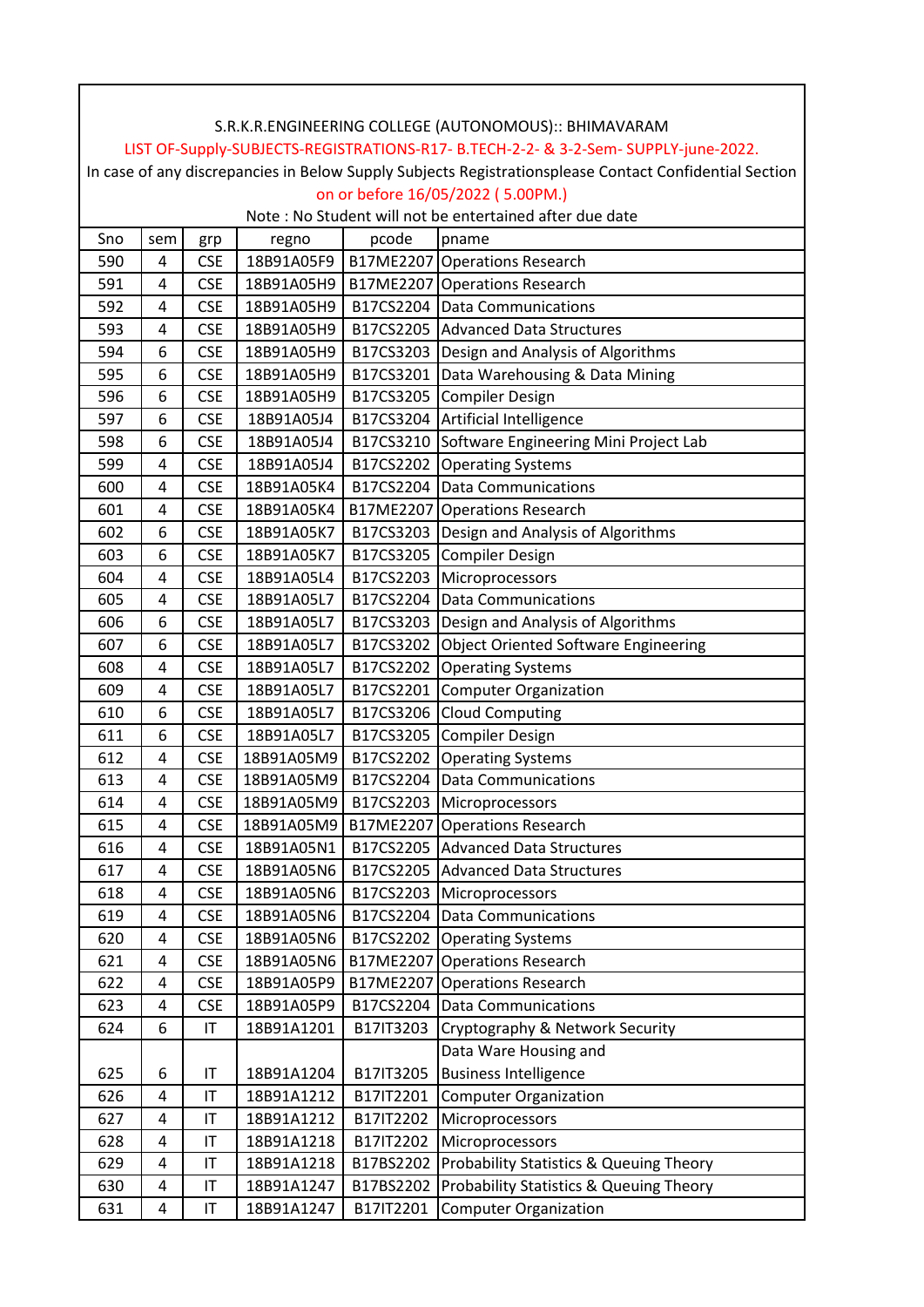S.R.K.R.ENGINEERING COLLEGE (AUTONOMOUS):: BHIMAVARAM

LIST OF-Supply-SUBJECTS-REGISTRATIONS-R17- B.TECH-2-2- & 3-2-Sem- SUPPLY-june-2022.

In case of any discrepancies in Below Supply Subjects Registrationsplease Contact Confidential Section on or before 16/05/2022 ( 5.00PM.)

Note : No Student will not be entertained after due date

| Sno | sem | grp | regno | pcode | pname |
|---|---|---|---|---|---|
| 590 | 4 | CSE | 18B91A05F9 | B17ME2207 | Operations Research |
| 591 | 4 | CSE | 18B91A05H9 | B17ME2207 | Operations Research |
| 592 | 4 | CSE | 18B91A05H9 | B17CS2204 | Data Communications |
| 593 | 4 | CSE | 18B91A05H9 | B17CS2205 | Advanced Data Structures |
| 594 | 6 | CSE | 18B91A05H9 | B17CS3203 | Design and Analysis of Algorithms |
| 595 | 6 | CSE | 18B91A05H9 | B17CS3201 | Data Warehousing & Data Mining |
| 596 | 6 | CSE | 18B91A05H9 | B17CS3205 | Compiler Design |
| 597 | 6 | CSE | 18B91A05J4 | B17CS3204 | Artificial Intelligence |
| 598 | 6 | CSE | 18B91A05J4 | B17CS3210 | Software Engineering Mini Project Lab |
| 599 | 4 | CSE | 18B91A05J4 | B17CS2202 | Operating Systems |
| 600 | 4 | CSE | 18B91A05K4 | B17CS2204 | Data Communications |
| 601 | 4 | CSE | 18B91A05K4 | B17ME2207 | Operations Research |
| 602 | 6 | CSE | 18B91A05K7 | B17CS3203 | Design and Analysis of Algorithms |
| 603 | 6 | CSE | 18B91A05K7 | B17CS3205 | Compiler Design |
| 604 | 4 | CSE | 18B91A05L4 | B17CS2203 | Microprocessors |
| 605 | 4 | CSE | 18B91A05L7 | B17CS2204 | Data Communications |
| 606 | 6 | CSE | 18B91A05L7 | B17CS3203 | Design and Analysis of Algorithms |
| 607 | 6 | CSE | 18B91A05L7 | B17CS3202 | Object Oriented Software Engineering |
| 608 | 4 | CSE | 18B91A05L7 | B17CS2202 | Operating Systems |
| 609 | 4 | CSE | 18B91A05L7 | B17CS2201 | Computer Organization |
| 610 | 6 | CSE | 18B91A05L7 | B17CS3206 | Cloud Computing |
| 611 | 6 | CSE | 18B91A05L7 | B17CS3205 | Compiler Design |
| 612 | 4 | CSE | 18B91A05M9 | B17CS2202 | Operating Systems |
| 613 | 4 | CSE | 18B91A05M9 | B17CS2204 | Data Communications |
| 614 | 4 | CSE | 18B91A05M9 | B17CS2203 | Microprocessors |
| 615 | 4 | CSE | 18B91A05M9 | B17ME2207 | Operations Research |
| 616 | 4 | CSE | 18B91A05N1 | B17CS2205 | Advanced Data Structures |
| 617 | 4 | CSE | 18B91A05N6 | B17CS2205 | Advanced Data Structures |
| 618 | 4 | CSE | 18B91A05N6 | B17CS2203 | Microprocessors |
| 619 | 4 | CSE | 18B91A05N6 | B17CS2204 | Data Communications |
| 620 | 4 | CSE | 18B91A05N6 | B17CS2202 | Operating Systems |
| 621 | 4 | CSE | 18B91A05N6 | B17ME2207 | Operations Research |
| 622 | 4 | CSE | 18B91A05P9 | B17ME2207 | Operations Research |
| 623 | 4 | CSE | 18B91A05P9 | B17CS2204 | Data Communications |
| 624 | 6 | IT | 18B91A1201 | B17IT3203 | Cryptography & Network Security |
| 625 | 6 | IT | 18B91A1204 | B17IT3205 | Data Ware Housing and Business Intelligence |
| 626 | 4 | IT | 18B91A1212 | B17IT2201 | Computer Organization |
| 627 | 4 | IT | 18B91A1212 | B17IT2202 | Microprocessors |
| 628 | 4 | IT | 18B91A1218 | B17IT2202 | Microprocessors |
| 629 | 4 | IT | 18B91A1218 | B17BS2202 | Probability Statistics & Queuing Theory |
| 630 | 4 | IT | 18B91A1247 | B17BS2202 | Probability Statistics & Queuing Theory |
| 631 | 4 | IT | 18B91A1247 | B17IT2201 | Computer Organization |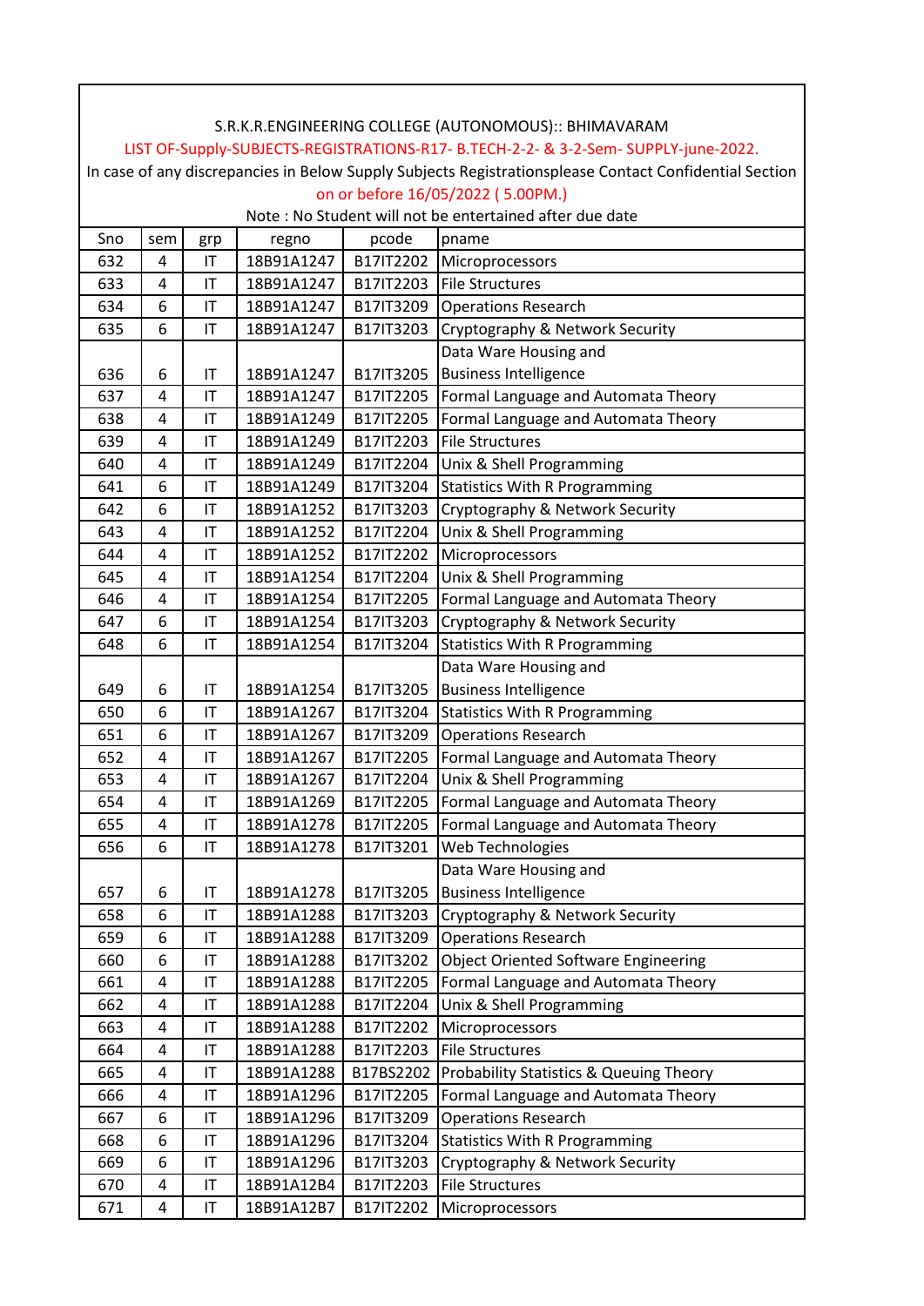S.R.K.R.ENGINEERING COLLEGE (AUTONOMOUS):: BHIMAVARAM

LIST OF-Supply-SUBJECTS-REGISTRATIONS-R17- B.TECH-2-2- & 3-2-Sem- SUPPLY-june-2022.

In case of any discrepancies in Below Supply Subjects Registrationsplease Contact Confidential Section on or before 16/05/2022 ( 5.00PM.)

Note : No Student will not be entertained after due date

| Sno | sem | grp | regno | pcode | pname |
|---|---|---|---|---|---|
| 632 | 4 | IT | 18B91A1247 | B17IT2202 | Microprocessors |
| 633 | 4 | IT | 18B91A1247 | B17IT2203 | File Structures |
| 634 | 6 | IT | 18B91A1247 | B17IT3209 | Operations Research |
| 635 | 6 | IT | 18B91A1247 | B17IT3203 | Cryptography & Network Security |
| 636 | 6 | IT | 18B91A1247 | B17IT3205 | Data Ware Housing and Business Intelligence |
| 637 | 4 | IT | 18B91A1247 | B17IT2205 | Formal Language and Automata Theory |
| 638 | 4 | IT | 18B91A1249 | B17IT2205 | Formal Language and Automata Theory |
| 639 | 4 | IT | 18B91A1249 | B17IT2203 | File Structures |
| 640 | 4 | IT | 18B91A1249 | B17IT2204 | Unix & Shell Programming |
| 641 | 6 | IT | 18B91A1249 | B17IT3204 | Statistics With R Programming |
| 642 | 6 | IT | 18B91A1252 | B17IT3203 | Cryptography & Network Security |
| 643 | 4 | IT | 18B91A1252 | B17IT2204 | Unix & Shell Programming |
| 644 | 4 | IT | 18B91A1252 | B17IT2202 | Microprocessors |
| 645 | 4 | IT | 18B91A1254 | B17IT2204 | Unix & Shell Programming |
| 646 | 4 | IT | 18B91A1254 | B17IT2205 | Formal Language and Automata Theory |
| 647 | 6 | IT | 18B91A1254 | B17IT3203 | Cryptography & Network Security |
| 648 | 6 | IT | 18B91A1254 | B17IT3204 | Statistics With R Programming |
| 649 | 6 | IT | 18B91A1254 | B17IT3205 | Data Ware Housing and Business Intelligence |
| 650 | 6 | IT | 18B91A1267 | B17IT3204 | Statistics With R Programming |
| 651 | 6 | IT | 18B91A1267 | B17IT3209 | Operations Research |
| 652 | 4 | IT | 18B91A1267 | B17IT2205 | Formal Language and Automata Theory |
| 653 | 4 | IT | 18B91A1267 | B17IT2204 | Unix & Shell Programming |
| 654 | 4 | IT | 18B91A1269 | B17IT2205 | Formal Language and Automata Theory |
| 655 | 4 | IT | 18B91A1278 | B17IT2205 | Formal Language and Automata Theory |
| 656 | 6 | IT | 18B91A1278 | B17IT3201 | Web Technologies |
| 657 | 6 | IT | 18B91A1278 | B17IT3205 | Data Ware Housing and Business Intelligence |
| 658 | 6 | IT | 18B91A1288 | B17IT3203 | Cryptography & Network Security |
| 659 | 6 | IT | 18B91A1288 | B17IT3209 | Operations Research |
| 660 | 6 | IT | 18B91A1288 | B17IT3202 | Object Oriented Software Engineering |
| 661 | 4 | IT | 18B91A1288 | B17IT2205 | Formal Language and Automata Theory |
| 662 | 4 | IT | 18B91A1288 | B17IT2204 | Unix & Shell Programming |
| 663 | 4 | IT | 18B91A1288 | B17IT2202 | Microprocessors |
| 664 | 4 | IT | 18B91A1288 | B17IT2203 | File Structures |
| 665 | 4 | IT | 18B91A1288 | B17BS2202 | Probability Statistics & Queuing Theory |
| 666 | 4 | IT | 18B91A1296 | B17IT2205 | Formal Language and Automata Theory |
| 667 | 6 | IT | 18B91A1296 | B17IT3209 | Operations Research |
| 668 | 6 | IT | 18B91A1296 | B17IT3204 | Statistics With R Programming |
| 669 | 6 | IT | 18B91A1296 | B17IT3203 | Cryptography & Network Security |
| 670 | 4 | IT | 18B91A12B4 | B17IT2203 | File Structures |
| 671 | 4 | IT | 18B91A12B7 | B17IT2202 | Microprocessors |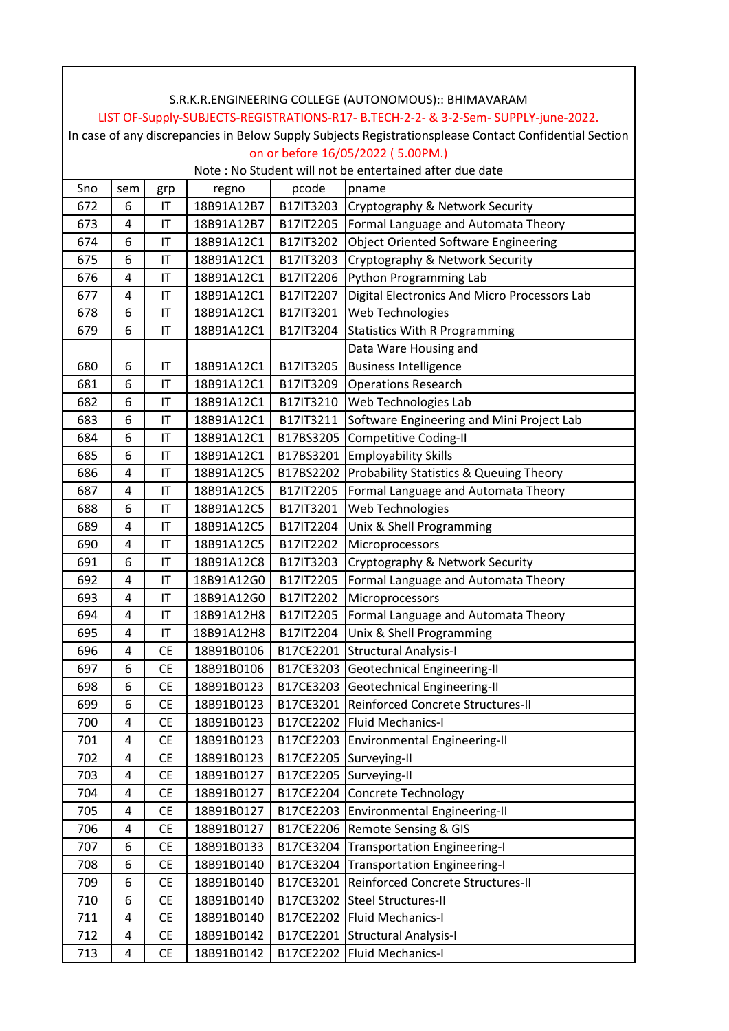S.R.K.R.ENGINEERING COLLEGE (AUTONOMOUS):: BHIMAVARAM

LIST OF-Supply-SUBJECTS-REGISTRATIONS-R17- B.TECH-2-2- & 3-2-Sem- SUPPLY-june-2022.

In case of any discrepancies in Below Supply Subjects Registrationsplease Contact Confidential Section on or before 16/05/2022 ( 5.00PM.)

Note : No Student will not be entertained after due date

| Sno | sem | grp | regno | pcode | pname |
|---|---|---|---|---|---|
| 672 | 6 | IT | 18B91A12B7 | B17IT3203 | Cryptography & Network Security |
| 673 | 4 | IT | 18B91A12B7 | B17IT2205 | Formal Language and Automata Theory |
| 674 | 6 | IT | 18B91A12C1 | B17IT3202 | Object Oriented Software Engineering |
| 675 | 6 | IT | 18B91A12C1 | B17IT3203 | Cryptography & Network Security |
| 676 | 4 | IT | 18B91A12C1 | B17IT2206 | Python Programming Lab |
| 677 | 4 | IT | 18B91A12C1 | B17IT2207 | Digital Electronics And Micro Processors Lab |
| 678 | 6 | IT | 18B91A12C1 | B17IT3201 | Web Technologies |
| 679 | 6 | IT | 18B91A12C1 | B17IT3204 | Statistics With R Programming |
| 680 | 6 | IT | 18B91A12C1 | B17IT3205 | Data Ware Housing and Business Intelligence |
| 681 | 6 | IT | 18B91A12C1 | B17IT3209 | Operations Research |
| 682 | 6 | IT | 18B91A12C1 | B17IT3210 | Web Technologies Lab |
| 683 | 6 | IT | 18B91A12C1 | B17IT3211 | Software Engineering and Mini Project Lab |
| 684 | 6 | IT | 18B91A12C1 | B17BS3205 | Competitive Coding-II |
| 685 | 6 | IT | 18B91A12C1 | B17BS3201 | Employability Skills |
| 686 | 4 | IT | 18B91A12C5 | B17BS2202 | Probability Statistics & Queuing Theory |
| 687 | 4 | IT | 18B91A12C5 | B17IT2205 | Formal Language and Automata Theory |
| 688 | 6 | IT | 18B91A12C5 | B17IT3201 | Web Technologies |
| 689 | 4 | IT | 18B91A12C5 | B17IT2204 | Unix & Shell Programming |
| 690 | 4 | IT | 18B91A12C5 | B17IT2202 | Microprocessors |
| 691 | 6 | IT | 18B91A12C8 | B17IT3203 | Cryptography & Network Security |
| 692 | 4 | IT | 18B91A12G0 | B17IT2205 | Formal Language and Automata Theory |
| 693 | 4 | IT | 18B91A12G0 | B17IT2202 | Microprocessors |
| 694 | 4 | IT | 18B91A12H8 | B17IT2205 | Formal Language and Automata Theory |
| 695 | 4 | IT | 18B91A12H8 | B17IT2204 | Unix & Shell Programming |
| 696 | 4 | CE | 18B91B0106 | B17CE2201 | Structural Analysis-I |
| 697 | 6 | CE | 18B91B0106 | B17CE3203 | Geotechnical Engineering-II |
| 698 | 6 | CE | 18B91B0123 | B17CE3203 | Geotechnical Engineering-II |
| 699 | 6 | CE | 18B91B0123 | B17CE3201 | Reinforced Concrete Structures-II |
| 700 | 4 | CE | 18B91B0123 | B17CE2202 | Fluid Mechanics-I |
| 701 | 4 | CE | 18B91B0123 | B17CE2203 | Environmental Engineering-II |
| 702 | 4 | CE | 18B91B0123 | B17CE2205 | Surveying-II |
| 703 | 4 | CE | 18B91B0127 | B17CE2205 | Surveying-II |
| 704 | 4 | CE | 18B91B0127 | B17CE2204 | Concrete Technology |
| 705 | 4 | CE | 18B91B0127 | B17CE2203 | Environmental Engineering-II |
| 706 | 4 | CE | 18B91B0127 | B17CE2206 | Remote Sensing & GIS |
| 707 | 6 | CE | 18B91B0133 | B17CE3204 | Transportation Engineering-I |
| 708 | 6 | CE | 18B91B0140 | B17CE3204 | Transportation Engineering-I |
| 709 | 6 | CE | 18B91B0140 | B17CE3201 | Reinforced Concrete Structures-II |
| 710 | 6 | CE | 18B91B0140 | B17CE3202 | Steel Structures-II |
| 711 | 4 | CE | 18B91B0140 | B17CE2202 | Fluid Mechanics-I |
| 712 | 4 | CE | 18B91B0142 | B17CE2201 | Structural Analysis-I |
| 713 | 4 | CE | 18B91B0142 | B17CE2202 | Fluid Mechanics-I |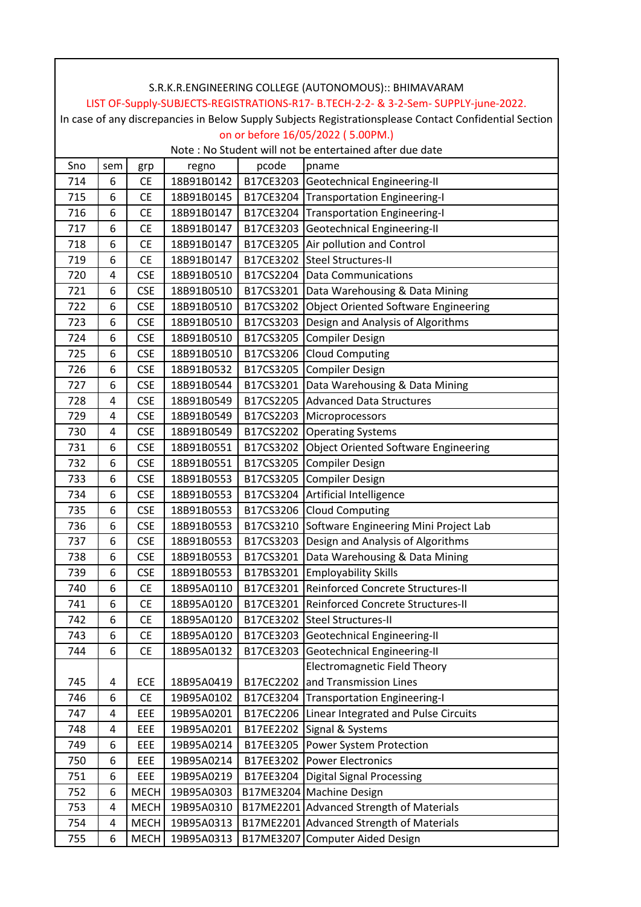S.R.K.R.ENGINEERING COLLEGE (AUTONOMOUS):: BHIMAVARAM

LIST OF-Supply-SUBJECTS-REGISTRATIONS-R17- B.TECH-2-2- & 3-2-Sem- SUPPLY-june-2022.

In case of any discrepancies in Below Supply Subjects Registrationsplease Contact Confidential Section on or before 16/05/2022 ( 5.00PM.)

Note : No Student will not be entertained after due date

| Sno | sem | grp | regno | pcode | pname |
|---|---|---|---|---|---|
| 714 | 6 | CE | 18B91B0142 | B17CE3203 | Geotechnical Engineering-II |
| 715 | 6 | CE | 18B91B0145 | B17CE3204 | Transportation Engineering-I |
| 716 | 6 | CE | 18B91B0147 | B17CE3204 | Transportation Engineering-I |
| 717 | 6 | CE | 18B91B0147 | B17CE3203 | Geotechnical Engineering-II |
| 718 | 6 | CE | 18B91B0147 | B17CE3205 | Air pollution and Control |
| 719 | 6 | CE | 18B91B0147 | B17CE3202 | Steel Structures-II |
| 720 | 4 | CSE | 18B91B0510 | B17CS2204 | Data Communications |
| 721 | 6 | CSE | 18B91B0510 | B17CS3201 | Data Warehousing & Data Mining |
| 722 | 6 | CSE | 18B91B0510 | B17CS3202 | Object Oriented Software Engineering |
| 723 | 6 | CSE | 18B91B0510 | B17CS3203 | Design and Analysis of Algorithms |
| 724 | 6 | CSE | 18B91B0510 | B17CS3205 | Compiler Design |
| 725 | 6 | CSE | 18B91B0510 | B17CS3206 | Cloud Computing |
| 726 | 6 | CSE | 18B91B0532 | B17CS3205 | Compiler Design |
| 727 | 6 | CSE | 18B91B0544 | B17CS3201 | Data Warehousing & Data Mining |
| 728 | 4 | CSE | 18B91B0549 | B17CS2205 | Advanced Data Structures |
| 729 | 4 | CSE | 18B91B0549 | B17CS2203 | Microprocessors |
| 730 | 4 | CSE | 18B91B0549 | B17CS2202 | Operating Systems |
| 731 | 6 | CSE | 18B91B0551 | B17CS3202 | Object Oriented Software Engineering |
| 732 | 6 | CSE | 18B91B0551 | B17CS3205 | Compiler Design |
| 733 | 6 | CSE | 18B91B0553 | B17CS3205 | Compiler Design |
| 734 | 6 | CSE | 18B91B0553 | B17CS3204 | Artificial Intelligence |
| 735 | 6 | CSE | 18B91B0553 | B17CS3206 | Cloud Computing |
| 736 | 6 | CSE | 18B91B0553 | B17CS3210 | Software Engineering Mini Project Lab |
| 737 | 6 | CSE | 18B91B0553 | B17CS3203 | Design and Analysis of Algorithms |
| 738 | 6 | CSE | 18B91B0553 | B17CS3201 | Data Warehousing & Data Mining |
| 739 | 6 | CSE | 18B91B0553 | B17BS3201 | Employability Skills |
| 740 | 6 | CE | 18B95A0110 | B17CE3201 | Reinforced Concrete Structures-II |
| 741 | 6 | CE | 18B95A0120 | B17CE3201 | Reinforced Concrete Structures-II |
| 742 | 6 | CE | 18B95A0120 | B17CE3202 | Steel Structures-II |
| 743 | 6 | CE | 18B95A0120 | B17CE3203 | Geotechnical Engineering-II |
| 744 | 6 | CE | 18B95A0132 | B17CE3203 | Geotechnical Engineering-II |
| 745 | 4 | ECE | 18B95A0419 | B17EC2202 | Electromagnetic Field Theory and Transmission Lines |
| 746 | 6 | CE | 19B95A0102 | B17CE3204 | Transportation Engineering-I |
| 747 | 4 | EEE | 19B95A0201 | B17EC2206 | Linear Integrated and Pulse Circuits |
| 748 | 4 | EEE | 19B95A0201 | B17EE2202 | Signal & Systems |
| 749 | 6 | EEE | 19B95A0214 | B17EE3205 | Power System Protection |
| 750 | 6 | EEE | 19B95A0214 | B17EE3202 | Power Electronics |
| 751 | 6 | EEE | 19B95A0219 | B17EE3204 | Digital Signal Processing |
| 752 | 6 | MECH | 19B95A0303 | B17ME3204 | Machine Design |
| 753 | 4 | MECH | 19B95A0310 | B17ME2201 | Advanced Strength of Materials |
| 754 | 4 | MECH | 19B95A0313 | B17ME2201 | Advanced Strength of Materials |
| 755 | 6 | MECH | 19B95A0313 | B17ME3207 | Computer Aided Design |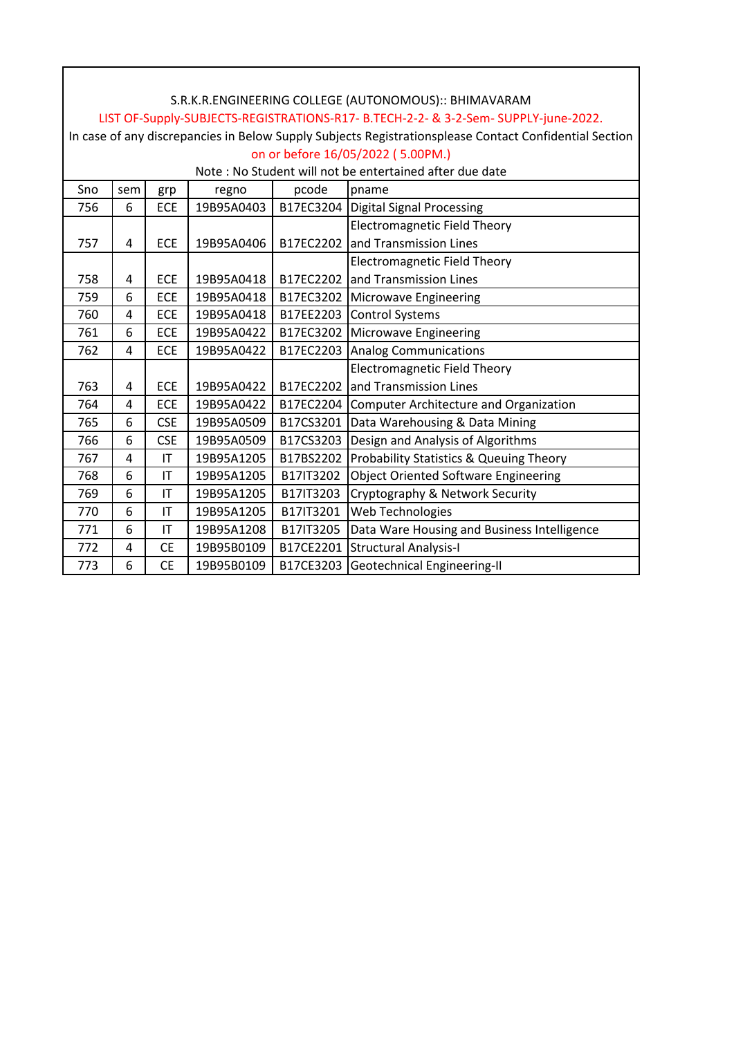S.R.K.R.ENGINEERING COLLEGE (AUTONOMOUS):: BHIMAVARAM

LIST OF-Supply-SUBJECTS-REGISTRATIONS-R17- B.TECH-2-2- & 3-2-Sem- SUPPLY-june-2022.

In case of any discrepancies in Below Supply Subjects Registrationsplease Contact Confidential Section on or before 16/05/2022 ( 5.00PM.)

Note : No Student will not be entertained after due date

| Sno | sem | grp | regno | pcode | pname |
|---|---|---|---|---|---|
| 756 | 6 | ECE | 19B95A0403 | B17EC3204 | Digital Signal Processing |
| 757 | 4 | ECE | 19B95A0406 | B17EC2202 | Electromagnetic Field Theory and Transmission Lines |
| 758 | 4 | ECE | 19B95A0418 | B17EC2202 | Electromagnetic Field Theory and Transmission Lines |
| 759 | 6 | ECE | 19B95A0418 | B17EC3202 | Microwave Engineering |
| 760 | 4 | ECE | 19B95A0418 | B17EE2203 | Control Systems |
| 761 | 6 | ECE | 19B95A0422 | B17EC3202 | Microwave Engineering |
| 762 | 4 | ECE | 19B95A0422 | B17EC2203 | Analog Communications |
| 763 | 4 | ECE | 19B95A0422 | B17EC2202 | Electromagnetic Field Theory and Transmission Lines |
| 764 | 4 | ECE | 19B95A0422 | B17EC2204 | Computer Architecture and Organization |
| 765 | 6 | CSE | 19B95A0509 | B17CS3201 | Data Warehousing & Data Mining |
| 766 | 6 | CSE | 19B95A0509 | B17CS3203 | Design and Analysis of Algorithms |
| 767 | 4 | IT | 19B95A1205 | B17BS2202 | Probability Statistics & Queuing Theory |
| 768 | 6 | IT | 19B95A1205 | B17IT3202 | Object Oriented Software Engineering |
| 769 | 6 | IT | 19B95A1205 | B17IT3203 | Cryptography & Network Security |
| 770 | 6 | IT | 19B95A1205 | B17IT3201 | Web Technologies |
| 771 | 6 | IT | 19B95A1208 | B17IT3205 | Data Ware Housing and Business Intelligence |
| 772 | 4 | CE | 19B95B0109 | B17CE2201 | Structural Analysis-I |
| 773 | 6 | CE | 19B95B0109 | B17CE3203 | Geotechnical Engineering-II |